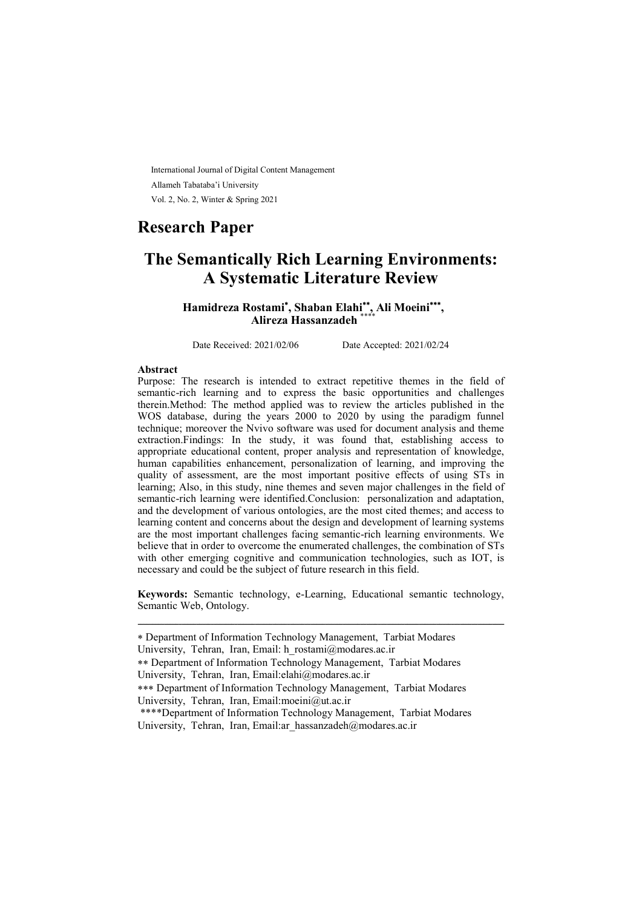International Journal of Digital Content Management
Allameh Tabataba'i University
Vol. 2, No. 2, Winter & Spring 2021

# Research Paper

# The Semantically Rich Learning Environments: A Systematic Literature Review

**Hamidreza Rostami[*], Shaban Elahi[**], Ali Moeini[***], Alireza Hassanzadeh[****]**

Date Received: 2021/02/06 Date Accepted: 2021/02/24

**Abstract**

Purpose: The research is intended to extract repetitive themes in the field of semantic-rich learning and to express the basic opportunities and challenges therein.Method: The method applied was to review the articles published in the WOS database, during the years 2000 to 2020 by using the paradigm funnel technique; moreover the Nvivo software was used for document analysis and theme extraction.Findings: In the study, it was found that, establishing access to appropriate educational content, proper analysis and representation of knowledge, human capabilities enhancement, personalization of learning, and improving the quality of assessment, are the most important positive effects of using STs in learning; Also, in this study, nine themes and seven major challenges in the field of semantic-rich learning were identified.Conclusion: personalization and adaptation, and the development of various ontologies, are the most cited themes; and access to learning content and concerns about the design and development of learning systems are the most important challenges facing semantic-rich learning environments. We believe that in order to overcome the enumerated challenges, the combination of STs with other emerging cognitive and communication technologies, such as IOT, is necessary and could be the subject of future research in this field.

**Keywords:** Semantic technology, e-Learning, Educational semantic technology, Semantic Web, Ontology.

---

* Department of Information Technology Management, Tarbiat Modares University, Tehran, Iran, Email: h_rostami@modares.ac.ir

** Department of Information Technology Management, Tarbiat Modares University, Tehran, Iran, Email:elahi@modares.ac.ir

*** Department of Information Technology Management, Tarbiat Modares University, Tehran, Iran, Email:moeini@ut.ac.ir

****Department of Information Technology Management, Tarbiat Modares University, Tehran, Iran, Email:ar_hassanzadeh@modares.ac.ir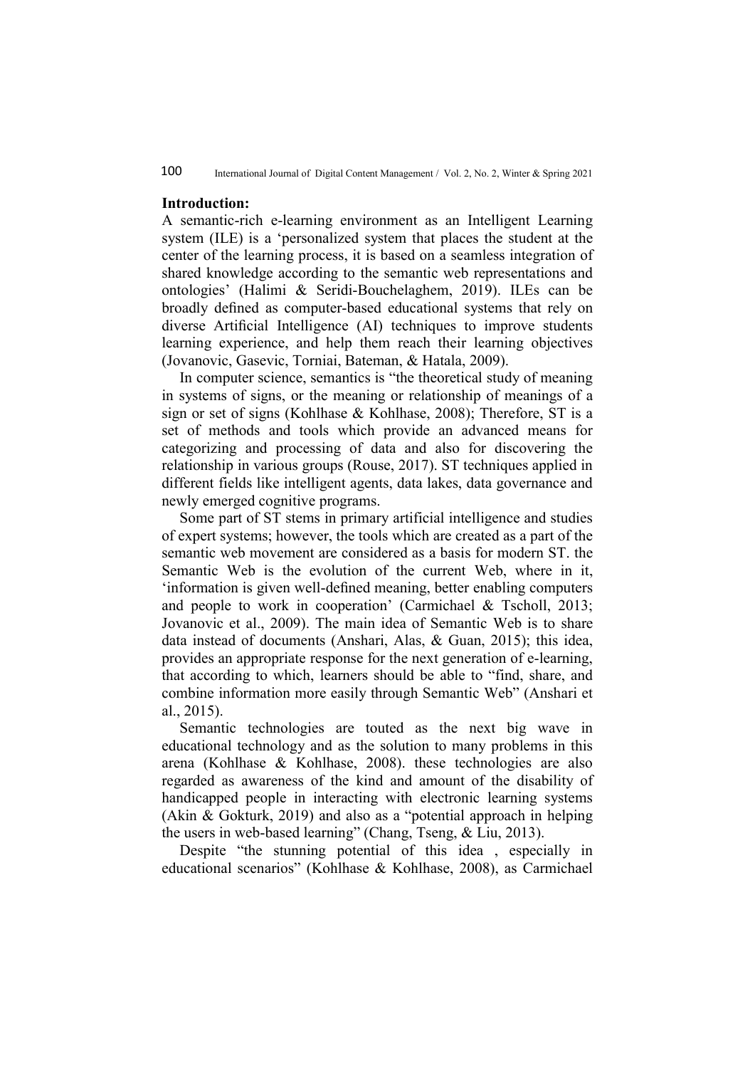## Introduction:

A semantic-rich e-learning environment as an Intelligent Learning system (ILE) is a 'personalized system that places the student at the center of the learning process, it is based on a seamless integration of shared knowledge according to the semantic web representations and ontologies' (Halimi & Seridi-Bouchelaghem, 2019). ILEs can be broadly defined as computer-based educational systems that rely on diverse Artificial Intelligence (AI) techniques to improve students learning experience, and help them reach their learning objectives (Jovanovic, Gasevic, Torniai, Bateman, & Hatala, 2009).

In computer science, semantics is "the theoretical study of meaning in systems of signs, or the meaning or relationship of meanings of a sign or set of signs (Kohlhase & Kohlhase, 2008); Therefore, ST is a set of methods and tools which provide an advanced means for categorizing and processing of data and also for discovering the relationship in various groups (Rouse, 2017). ST techniques applied in different fields like intelligent agents, data lakes, data governance and newly emerged cognitive programs.

Some part of ST stems in primary artificial intelligence and studies of expert systems; however, the tools which are created as a part of the semantic web movement are considered as a basis for modern ST. the Semantic Web is the evolution of the current Web, where in it, 'information is given well-defined meaning, better enabling computers and people to work in cooperation' (Carmichael & Tscholl, 2013; Jovanovic et al., 2009). The main idea of Semantic Web is to share data instead of documents (Anshari, Alas, & Guan, 2015); this idea, provides an appropriate response for the next generation of e-learning, that according to which, learners should be able to "find, share, and combine information more easily through Semantic Web" (Anshari et al., 2015).

Semantic technologies are touted as the next big wave in educational technology and as the solution to many problems in this arena (Kohlhase & Kohlhase, 2008). these technologies are also regarded as awareness of the kind and amount of the disability of handicapped people in interacting with electronic learning systems (Akin & Gokturk, 2019) and also as a "potential approach in helping the users in web-based learning" (Chang, Tseng, & Liu, 2013).

Despite "the stunning potential of this idea , especially in educational scenarios" (Kohlhase & Kohlhase, 2008), as Carmichael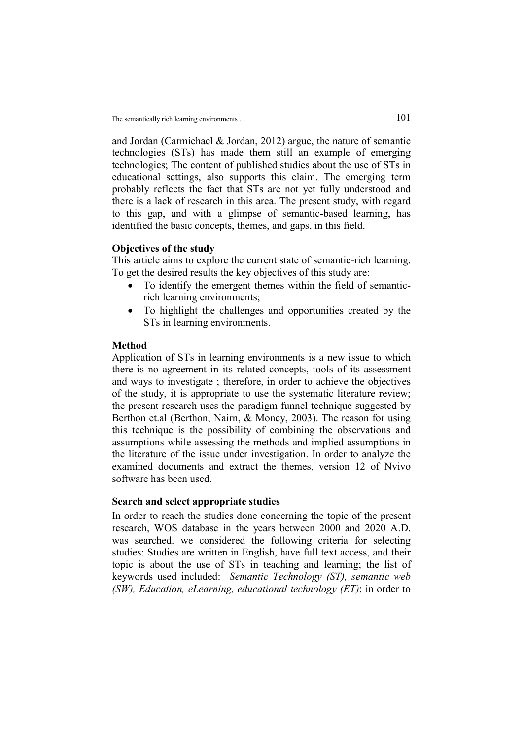and Jordan (Carmichael & Jordan, 2012) argue, the nature of semantic technologies (STs) has made them still an example of emerging technologies; The content of published studies about the use of STs in educational settings, also supports this claim. The emerging term probably reflects the fact that STs are not yet fully understood and there is a lack of research in this area. The present study, with regard to this gap, and with a glimpse of semantic-based learning, has identified the basic concepts, themes, and gaps, in this field.

**Objectives of the study**

This article aims to explore the current state of semantic-rich learning. To get the desired results the key objectives of this study are:

- To identify the emergent themes within the field of semantic-rich learning environments;
- To highlight the challenges and opportunities created by the STs in learning environments.

**Method**

Application of STs in learning environments is a new issue to which there is no agreement in its related concepts, tools of its assessment and ways to investigate ; therefore, in order to achieve the objectives of the study, it is appropriate to use the systematic literature review; the present research uses the paradigm funnel technique suggested by Berthon et.al (Berthon, Nairn, & Money, 2003). The reason for using this technique is the possibility of combining the observations and assumptions while assessing the methods and implied assumptions in the literature of the issue under investigation. In order to analyze the examined documents and extract the themes, version 12 of Nvivo software has been used.

**Search and select appropriate studies**

In order to reach the studies done concerning the topic of the present research, WOS database in the years between 2000 and 2020 A.D. was searched. we considered the following criteria for selecting studies: Studies are written in English, have full text access, and their topic is about the use of STs in teaching and learning; the list of keywords used included: *Semantic Technology (ST), semantic web (SW), Education, eLearning, educational technology (ET)*; in order to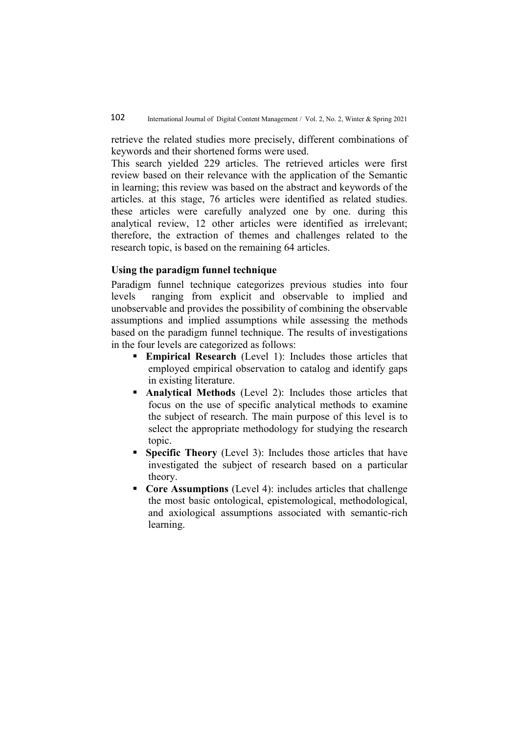retrieve the related studies more precisely, different combinations of keywords and their shortened forms were used.

This search yielded 229 articles. The retrieved articles were first review based on their relevance with the application of the Semantic in learning; this review was based on the abstract and keywords of the articles. at this stage, 76 articles were identified as related studies. these articles were carefully analyzed one by one. during this analytical review, 12 other articles were identified as irrelevant; therefore, the extraction of themes and challenges related to the research topic, is based on the remaining 64 articles.

### Using the paradigm funnel technique

Paradigm funnel technique categorizes previous studies into four levels ranging from explicit and observable to implied and unobservable and provides the possibility of combining the observable assumptions and implied assumptions while assessing the methods based on the paradigm funnel technique. The results of investigations in the four levels are categorized as follows:

- **Empirical Research** (Level 1): Includes those articles that employed empirical observation to catalog and identify gaps in existing literature.
- **Analytical Methods** (Level 2): Includes those articles that focus on the use of specific analytical methods to examine the subject of research. The main purpose of this level is to select the appropriate methodology for studying the research topic.
- **Specific Theory** (Level 3): Includes those articles that have investigated the subject of research based on a particular theory.
- **Core Assumptions** (Level 4): includes articles that challenge the most basic ontological, epistemological, methodological, and axiological assumptions associated with semantic-rich learning.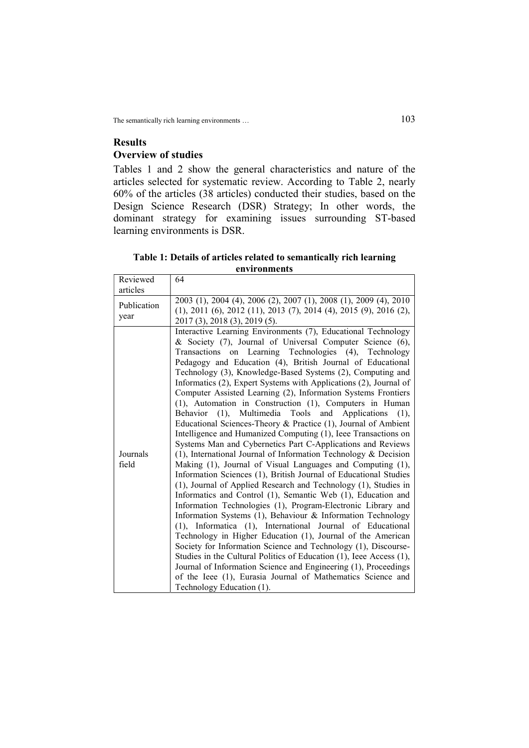## Results

### Overview of studies

Tables 1 and 2 show the general characteristics and nature of the articles selected for systematic review. According to Table 2, nearly 60% of the articles (38 articles) conducted their studies, based on the Design Science Research (DSR) Strategy; In other words, the dominant strategy for examining issues surrounding ST-based learning environments is DSR.

**Table 1: Details of articles related to semantically rich learning environments**

| | |
|---|---|
| Reviewed articles | 64 |
| Publication year | 2003 (1), 2004 (4), 2006 (2), 2007 (1), 2008 (1), 2009 (4), 2010 (1), 2011 (6), 2012 (11), 2013 (7), 2014 (4), 2015 (9), 2016 (2), 2017 (3), 2018 (3), 2019 (5). |
| Journals field | Interactive Learning Environments (7), Educational Technology & Society (7), Journal of Universal Computer Science (6), Transactions on Learning Technologies (4), Technology Pedagogy and Education (4), British Journal of Educational Technology (3), Knowledge-Based Systems (2), Computing and Informatics (2), Expert Systems with Applications (2), Journal of Computer Assisted Learning (2), Information Systems Frontiers (1), Automation in Construction (1), Computers in Human Behavior (1), Multimedia Tools and Applications (1), Educational Sciences-Theory & Practice (1), Journal of Ambient Intelligence and Humanized Computing (1), Ieee Transactions on Systems Man and Cybernetics Part C-Applications and Reviews (1), International Journal of Information Technology & Decision Making (1), Journal of Visual Languages and Computing (1), Information Sciences (1), British Journal of Educational Studies (1), Journal of Applied Research and Technology (1), Studies in Informatics and Control (1), Semantic Web (1), Education and Information Technologies (1), Program-Electronic Library and Information Systems (1), Behaviour & Information Technology (1), Informatica (1), International Journal of Educational Technology in Higher Education (1), Journal of the American Society for Information Science and Technology (1), Discourse-Studies in the Cultural Politics of Education (1), Ieee Access (1), Journal of Information Science and Engineering (1), Proceedings of the Ieee (1), Eurasia Journal of Mathematics Science and Technology Education (1). |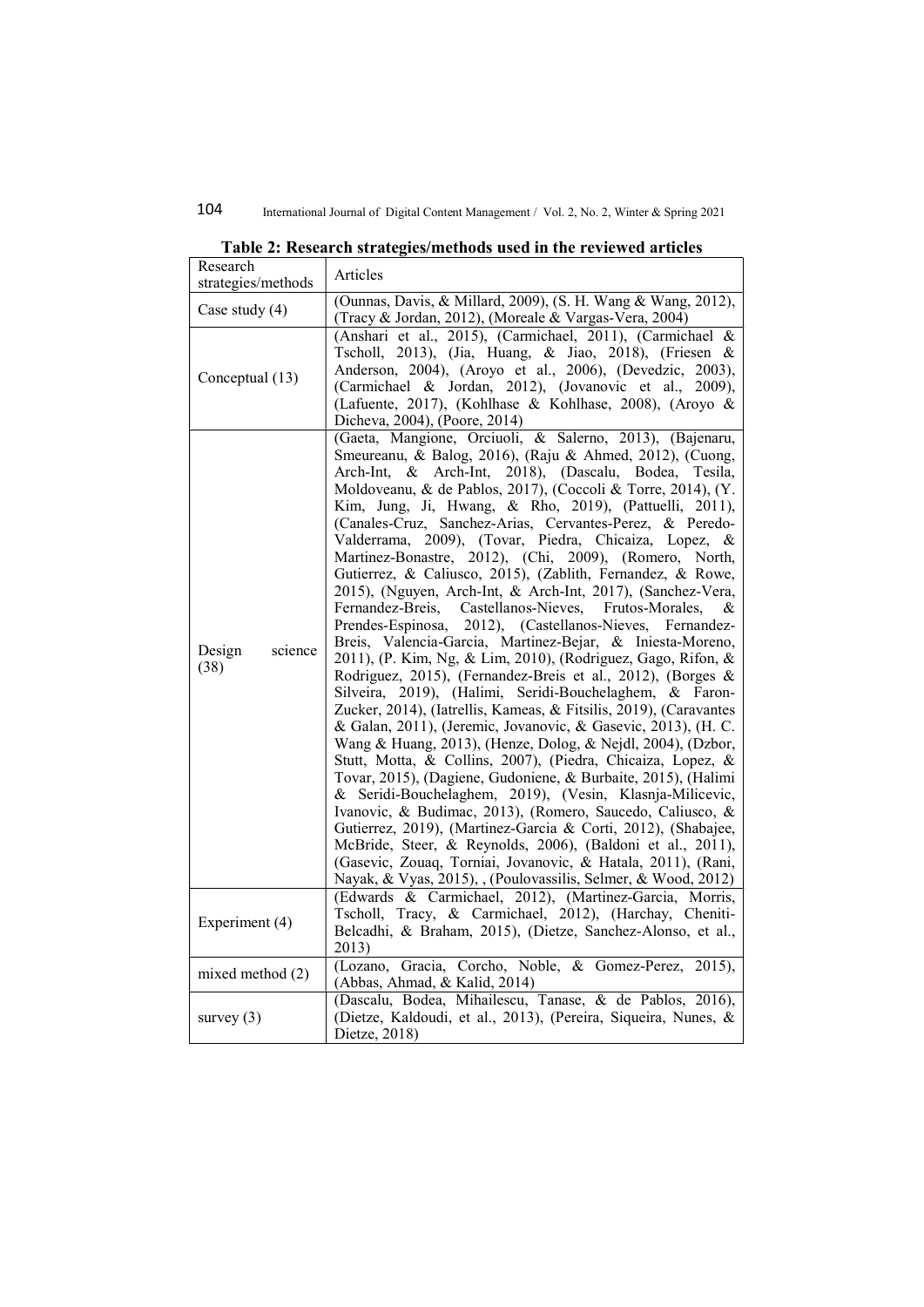**Table 2: Research strategies/methods used in the reviewed articles**

| Research strategies/methods | Articles |
|---|---|
| Case study (4) | (Ounnas, Davis, & Millard, 2009), (S. H. Wang & Wang, 2012), (Tracy & Jordan, 2012), (Moreale & Vargas-Vera, 2004) |
| Conceptual (13) | (Anshari et al., 2015), (Carmichael, 2011), (Carmichael & Tscholl, 2013), (Jia, Huang, & Jiao, 2018), (Friesen & Anderson, 2004), (Aroyo et al., 2006), (Devedzic, 2003), (Carmichael & Jordan, 2012), (Jovanovic et al., 2009), (Lafuente, 2017), (Kohlhase & Kohlhase, 2008), (Aroyo & Dicheva, 2004), (Poore, 2014) |
| Design science (38) | (Gaeta, Mangione, Orciuoli, & Salerno, 2013), (Bajenaru, Smeureanu, & Balog, 2016), (Raju & Ahmed, 2012), (Cuong, Arch-Int, & Arch-Int, 2018), (Dascalu, Bodea, Tesila, Moldoveanu, & de Pablos, 2017), (Coccoli & Torre, 2014), (Y. Kim, Jung, Ji, Hwang, & Rho, 2019), (Pattuelli, 2011), (Canales-Cruz, Sanchez-Arias, Cervantes-Perez, & Peredo-Valderrama, 2009), (Tovar, Piedra, Chicaiza, Lopez, & Martinez-Bonastre, 2012), (Chi, 2009), (Romero, North, Gutierrez, & Caliusco, 2015), (Zablith, Fernandez, & Rowe, 2015), (Nguyen, Arch-Int, & Arch-Int, 2017), (Sanchez-Vera, Fernandez-Breis, Castellanos-Nieves, Frutos-Morales, & Prendes-Espinosa, 2012), (Castellanos-Nieves, Fernandez-Breis, Valencia-Garcia, Martinez-Bejar, & Iniesta-Moreno, 2011), (P. Kim, Ng, & Lim, 2010), (Rodriguez, Gago, Rifon, & Rodriguez, 2015), (Fernandez-Breis et al., 2012), (Borges & Silveira, 2019), (Halimi, Seridi-Bouchelaghem, & Faron-Zucker, 2014), (Iatrellis, Kameas, & Fitsilis, 2019), (Caravantes & Galan, 2011), (Jeremic, Jovanovic, & Gasevic, 2013), (H. C. Wang & Huang, 2013), (Henze, Dolog, & Nejdl, 2004), (Dzbor, Stutt, Motta, & Collins, 2007), (Piedra, Chicaiza, Lopez, & Tovar, 2015), (Dagiene, Gudoniene, & Burbaite, 2015), (Halimi & Seridi-Bouchelaghem, 2019), (Vesin, Klasnja-Milicevic, Ivanovic, & Budimac, 2013), (Romero, Saucedo, Caliusco, & Gutierrez, 2019), (Martinez-Garcia & Corti, 2012), (Shabajee, McBride, Steer, & Reynolds, 2006), (Baldoni et al., 2011), (Gasevic, Zouaq, Torniai, Jovanovic, & Hatala, 2011), (Rani, Nayak, & Vyas, 2015), , (Poulovassilis, Selmer, & Wood, 2012) |
| Experiment (4) | (Edwards & Carmichael, 2012), (Martinez-Garcia, Morris, Tscholl, Tracy, & Carmichael, 2012), (Harchay, Cheniti-Belcadhi, & Braham, 2015), (Dietze, Sanchez-Alonso, et al., 2013) |
| mixed method (2) | (Lozano, Gracia, Corcho, Noble, & Gomez-Perez, 2015), (Abbas, Ahmad, & Kalid, 2014) |
| survey (3) | (Dascalu, Bodea, Mihailescu, Tanase, & de Pablos, 2016), (Dietze, Kaldoudi, et al., 2013), (Pereira, Siqueira, Nunes, & Dietze, 2018) |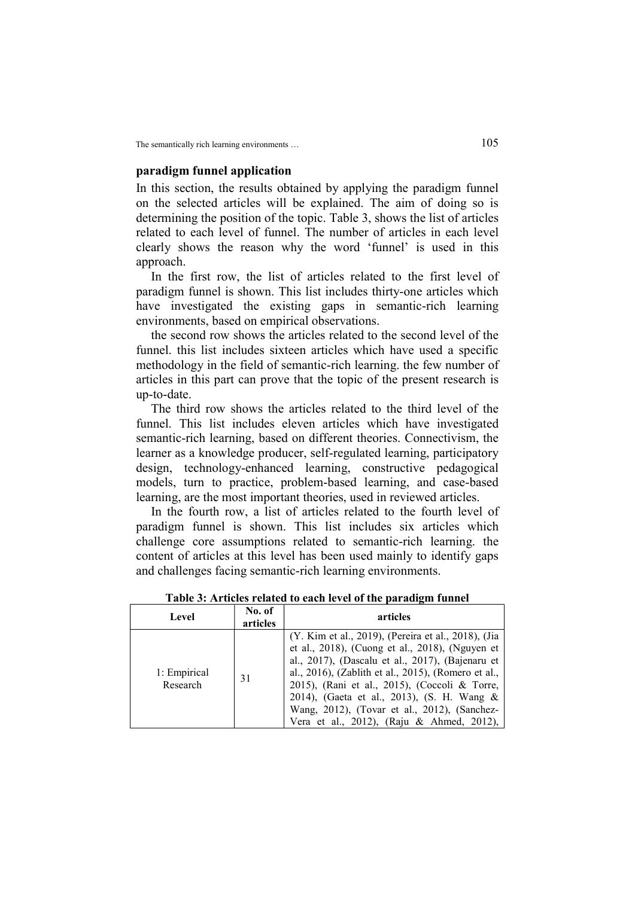### paradigm funnel application

In this section, the results obtained by applying the paradigm funnel on the selected articles will be explained. The aim of doing so is determining the position of the topic. Table 3, shows the list of articles related to each level of funnel. The number of articles in each level clearly shows the reason why the word 'funnel' is used in this approach.

In the first row, the list of articles related to the first level of paradigm funnel is shown. This list includes thirty-one articles which have investigated the existing gaps in semantic-rich learning environments, based on empirical observations.

the second row shows the articles related to the second level of the funnel. this list includes sixteen articles which have used a specific methodology in the field of semantic-rich learning. the few number of articles in this part can prove that the topic of the present research is up-to-date.

The third row shows the articles related to the third level of the funnel. This list includes eleven articles which have investigated semantic-rich learning, based on different theories. Connectivism, the learner as a knowledge producer, self-regulated learning, participatory design, technology-enhanced learning, constructive pedagogical models, turn to practice, problem-based learning, and case-based learning, are the most important theories, used in reviewed articles.

In the fourth row, a list of articles related to the fourth level of paradigm funnel is shown. This list includes six articles which challenge core assumptions related to semantic-rich learning. the content of articles at this level has been used mainly to identify gaps and challenges facing semantic-rich learning environments.

**Table 3: Articles related to each level of the paradigm funnel**

| Level | No. of articles | articles |
|---|---|---|
| 1: Empirical Research | 31 | (Y. Kim et al., 2019), (Pereira et al., 2018), (Jia et al., 2018), (Cuong et al., 2018), (Nguyen et al., 2017), (Dascalu et al., 2017), (Bajenaru et al., 2016), (Zablith et al., 2015), (Romero et al., 2015), (Rani et al., 2015), (Coccoli & Torre, 2014), (Gaeta et al., 2013), (S. H. Wang & Wang, 2012), (Tovar et al., 2012), (Sanchez-Vera et al., 2012), (Raju & Ahmed, 2012), |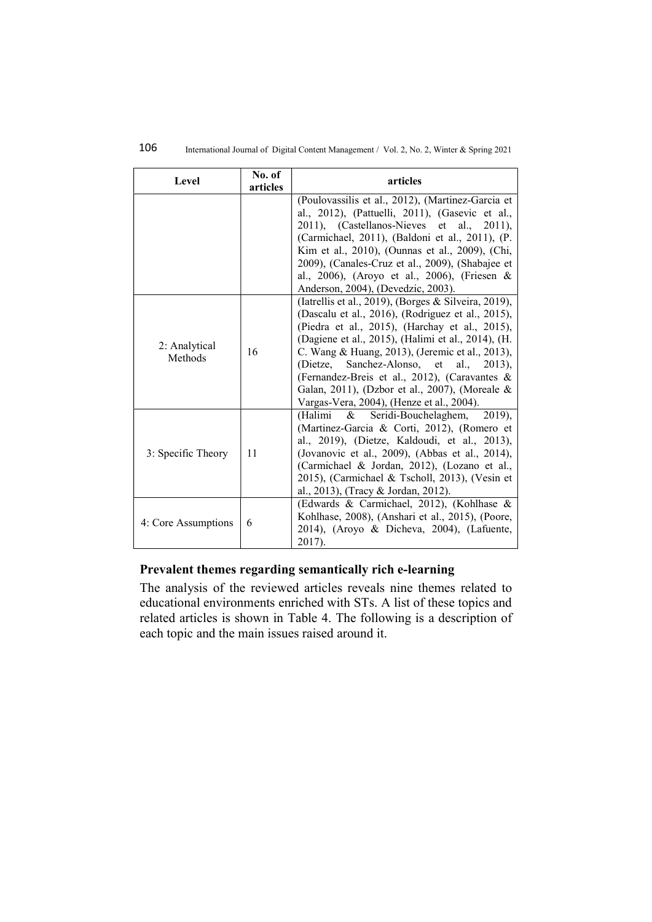| Level | No. of articles | articles |
|---|---|---|
| | | (Poulovassilis et al., 2012), (Martinez-Garcia et al., 2012), (Pattuelli, 2011), (Gasevic et al., 2011), (Castellanos-Nieves et al., 2011), (Carmichael, 2011), (Baldoni et al., 2011), (P. Kim et al., 2010), (Ounnas et al., 2009), (Chi, 2009), (Canales-Cruz et al., 2009), (Shabajee et al., 2006), (Aroyo et al., 2006), (Friesen & Anderson, 2004), (Devedzic, 2003). |
| 2: Analytical Methods | 16 | (Iatrellis et al., 2019), (Borges & Silveira, 2019), (Dascalu et al., 2016), (Rodriguez et al., 2015), (Piedra et al., 2015), (Harchay et al., 2015), (Dagiene et al., 2015), (Halimi et al., 2014), (H. C. Wang & Huang, 2013), (Jeremic et al., 2013), (Dietze, Sanchez-Alonso, et al., 2013), (Fernandez-Breis et al., 2012), (Caravantes & Galan, 2011), (Dzbor et al., 2007), (Moreale & Vargas-Vera, 2004), (Henze et al., 2004). |
| 3: Specific Theory | 11 | (Halimi & Seridi-Bouchelaghem, 2019), (Martinez-Garcia & Corti, 2012), (Romero et al., 2019), (Dietze, Kaldoudi, et al., 2013), (Jovanovic et al., 2009), (Abbas et al., 2014), (Carmichael & Jordan, 2012), (Lozano et al., 2015), (Carmichael & Tscholl, 2013), (Vesin et al., 2013), (Tracy & Jordan, 2012). |
| 4: Core Assumptions | 6 | (Edwards & Carmichael, 2012), (Kohlhase & Kohlhase, 2008), (Anshari et al., 2015), (Poore, 2014), (Aroyo & Dicheva, 2004), (Lafuente, 2017). |

### Prevalent themes regarding semantically rich e-learning

The analysis of the reviewed articles reveals nine themes related to educational environments enriched with STs. A list of these topics and related articles is shown in Table 4. The following is a description of each topic and the main issues raised around it.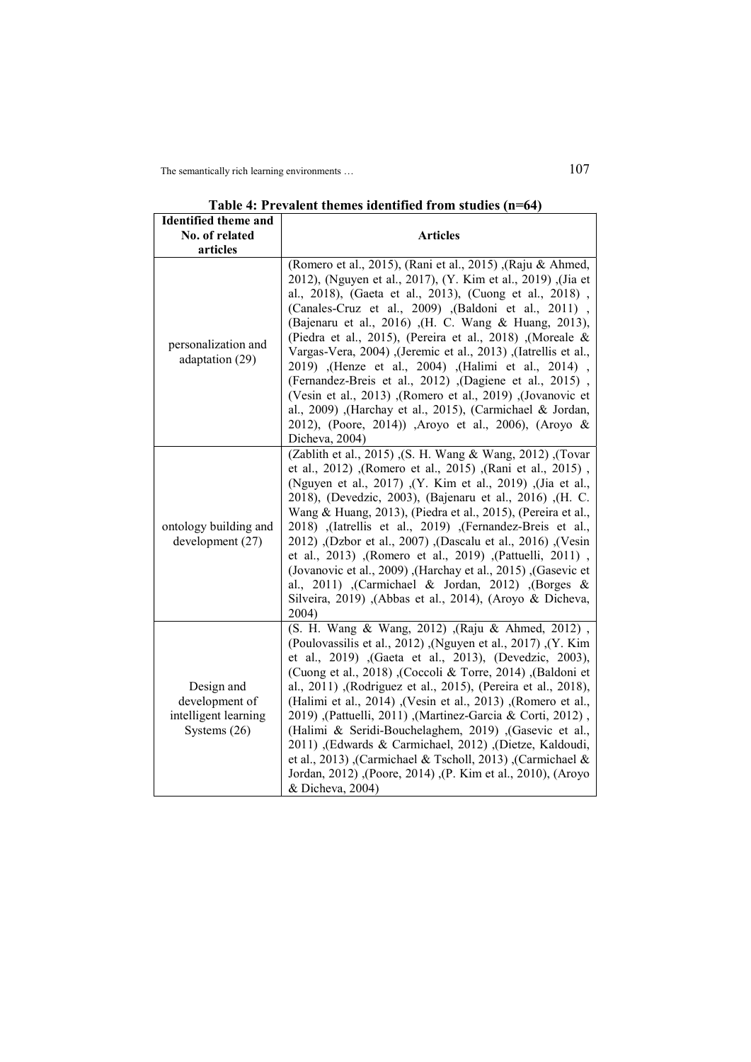**Table 4: Prevalent themes identified from studies (n=64)**

| Identified theme and No. of related articles | Articles |
|---|---|
| personalization and adaptation (29) | (Romero et al., 2015), (Rani et al., 2015) ,(Raju & Ahmed, 2012), (Nguyen et al., 2017), (Y. Kim et al., 2019) ,(Jia et al., 2018), (Gaeta et al., 2013), (Cuong et al., 2018) , (Canales-Cruz et al., 2009) ,(Baldoni et al., 2011) , (Bajenaru et al., 2016) ,(H. C. Wang & Huang, 2013), (Piedra et al., 2015), (Pereira et al., 2018) ,(Moreale & Vargas-Vera, 2004) ,(Jeremic et al., 2013) ,(Iatrellis et al., 2019) ,(Henze et al., 2004) ,(Halimi et al., 2014) , (Fernandez-Breis et al., 2012) ,(Dagiene et al., 2015) , (Vesin et al., 2013) ,(Romero et al., 2019) ,(Jovanovic et al., 2009) ,(Harchay et al., 2015), (Carmichael & Jordan, 2012), (Poore, 2014)) ,Aroyo et al., 2006), (Aroyo & Dicheva, 2004) |
| ontology building and development (27) | (Zablith et al., 2015) ,(S. H. Wang & Wang, 2012) ,(Tovar et al., 2012) ,(Romero et al., 2015) ,(Rani et al., 2015) , (Nguyen et al., 2017) ,(Y. Kim et al., 2019) ,(Jia et al., 2018), (Devedzic, 2003), (Bajenaru et al., 2016) ,(H. C. Wang & Huang, 2013), Piedra et al., 2015), (Pereira et al., 2018) ,(Iatrellis et al., 2019) ,(Fernandez-Breis et al., 2012) ,(Dzbor et al., 2007) ,(Dascalu et al., 2016) ,(Vesin et al., 2013) ,(Romero et al., 2019) ,(Pattuelli, 2011) , (Jovanovic et al., 2009) ,(Harchay et al., 2015) ,(Gasevic et al., 2011) ,(Carmichael & Jordan, 2012) ,(Borges & Silveira, 2019) ,(Abbas et al., 2014), (Aroyo & Dicheva, 2004) |
| Design and development of intelligent learning Systems (26) | (S. H. Wang & Wang, 2012) ,(Raju & Ahmed, 2012) , (Poulovassilis et al., 2012) ,(Nguyen et al., 2017) ,(Y. Kim et al., 2019) ,(Gaeta et al., 2013), (Devedzic, 2003), (Cuong et al., 2018) ,(Coccoli & Torre, 2014) ,(Baldoni et al., 2011) ,(Rodriguez et al., 2015), (Pereira et al., 2018), (Halimi et al., 2014) ,(Vesin et al., 2013) ,(Romero et al., 2019) ,(Pattuelli, 2011) ,(Martinez-Garcia & Corti, 2012) , (Halimi & Seridi-Bouchelaghem, 2019) ,(Gasevic et al., 2011) ,(Edwards & Carmichael, 2012) ,(Dietze, Kaldoudi, et al., 2013) ,(Carmichael & Tscholl, 2013) ,(Carmichael & Jordan, 2012) ,(Poore, 2014) ,(P. Kim et al., 2010), (Aroyo & Dicheva, 2004) |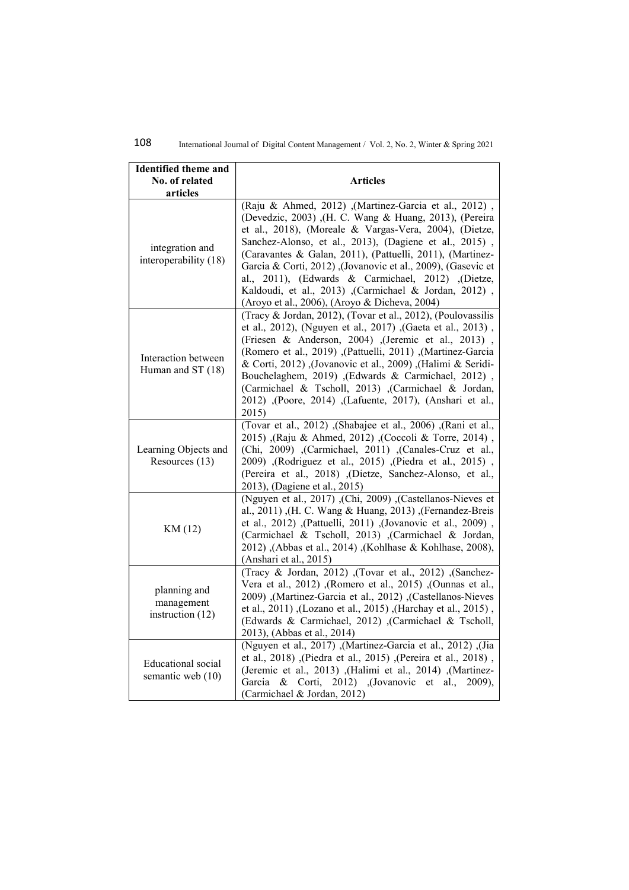| Identified theme and No. of related articles | Articles |
|---|---|
| integration and interoperability (18) | (Raju & Ahmed, 2012) ,(Martinez-Garcia et al., 2012) , (Devedzic, 2003) ,(H. C. Wang & Huang, 2013), (Pereira et al., 2018), (Moreale & Vargas-Vera, 2004), (Dietze, Sanchez-Alonso, et al., 2013), (Dagiene et al., 2015) , (Caravantes & Galan, 2011), (Pattuelli, 2011), (Martinez-Garcia & Corti, 2012) ,(Jovanovic et al., 2009), (Gasevic et al., 2011), (Edwards & Carmichael, 2012) ,(Dietze, Kaldoudi, et al., 2013) ,(Carmichael & Jordan, 2012) , (Aroyo et al., 2006), (Aroyo & Dicheva, 2004) |
| Interaction between Human and ST (18) | (Tracy & Jordan, 2012), (Tovar et al., 2012), (Poulovassilis et al., 2012), (Nguyen et al., 2017) ,(Gaeta et al., 2013) , (Friesen & Anderson, 2004) ,(Jeremic et al., 2013) , (Romero et al., 2019) ,(Pattuelli, 2011) ,(Martinez-Garcia & Corti, 2012) ,(Jovanovic et al., 2009) ,(Halimi & Seridi-Bouchelaghem, 2019) ,(Edwards & Carmichael, 2012) , (Carmichael & Tscholl, 2013) ,(Carmichael & Jordan, 2012) ,(Poore, 2014) ,(Lafuente, 2017), (Anshari et al., 2015) |
| Learning Objects and Resources (13) | (Tovar et al., 2012) ,(Shabajee et al., 2006) ,(Rani et al., 2015) ,(Raju & Ahmed, 2012) ,(Coccoli & Torre, 2014) , (Chi, 2009) ,(Carmichael, 2011) ,(Canales-Cruz et al., 2009) ,(Rodriguez et al., 2015) ,(Piedra et al., 2015) , (Pereira et al., 2018) ,(Dietze, Sanchez-Alonso, et al., 2013), (Dagiene et al., 2015) |
| KM (12) | (Nguyen et al., 2017) ,(Chi, 2009) ,(Castellanos-Nieves et al., 2011) ,(H. C. Wang & Huang, 2013) ,(Fernandez-Breis et al., 2012) ,(Pattuelli, 2011) ,(Jovanovic et al., 2009) , (Carmichael & Tscholl, 2013) ,(Carmichael & Jordan, 2012) ,(Abbas et al., 2014) ,(Kohlhase & Kohlhase, 2008), (Anshari et al., 2015) |
| planning and management instruction (12) | (Tracy & Jordan, 2012) ,(Tovar et al., 2012) ,(Sanchez-Vera et al., 2012) ,(Romero et al., 2015) ,(Ounnas et al., 2009) ,(Martinez-Garcia et al., 2012) ,(Castellanos-Nieves et al., 2011) ,(Lozano et al., 2015) ,(Harchay et al., 2015) , (Edwards & Carmichael, 2012) ,(Carmichael & Tscholl, 2013), (Abbas et al., 2014) |
| Educational social semantic web (10) | (Nguyen et al., 2017) ,(Martinez-Garcia et al., 2012) ,(Jia et al., 2018) ,(Piedra et al., 2015) ,(Pereira et al., 2018) , (Jeremic et al., 2013) ,(Halimi et al., 2014) ,(Martinez-Garcia & Corti, 2012) ,(Jovanovic et al., 2009), (Carmichael & Jordan, 2012) |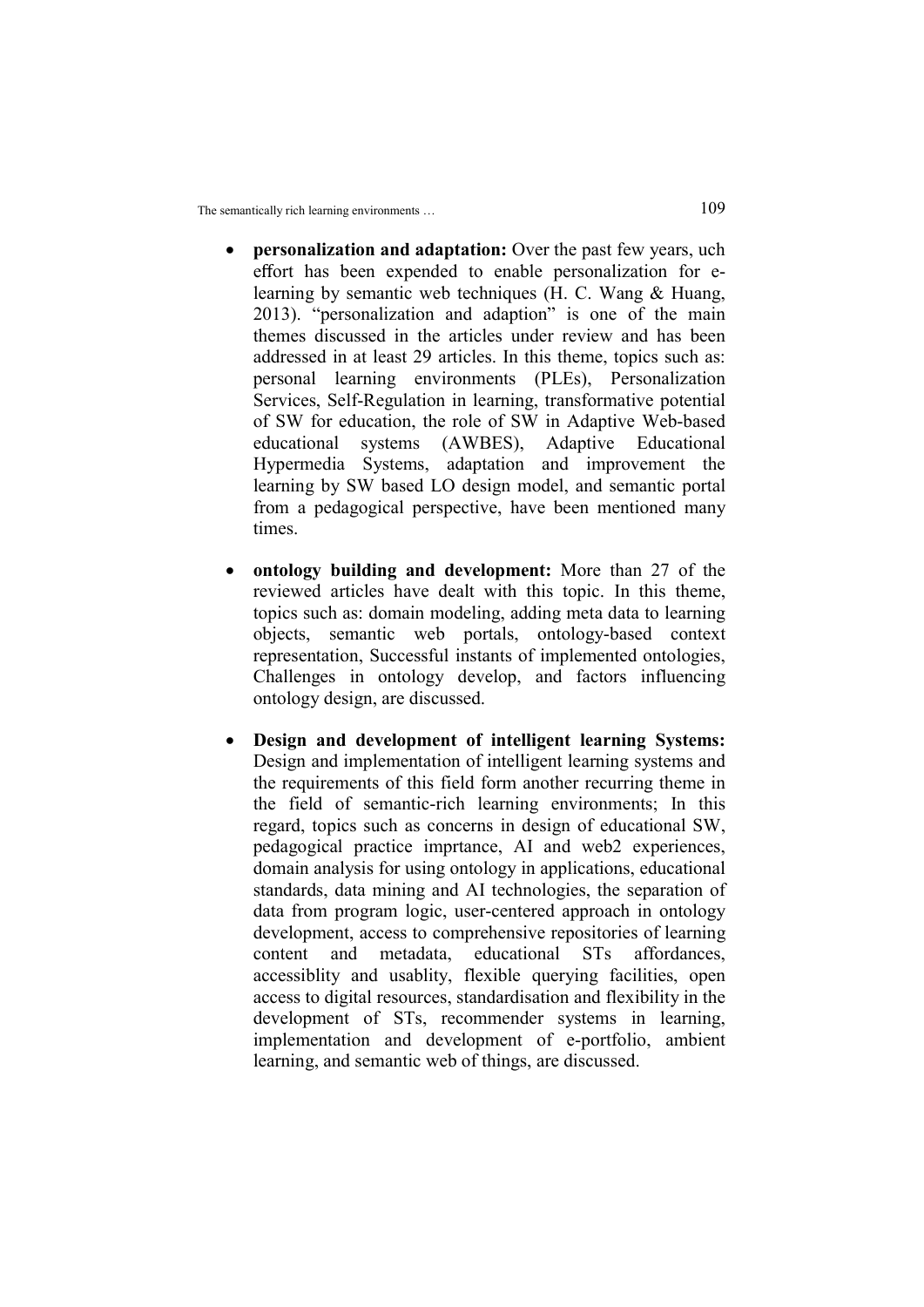- **personalization and adaptation:** Over the past few years, uch effort has been expended to enable personalization for e-learning by semantic web techniques (H. C. Wang & Huang, 2013). "personalization and adaption" is one of the main themes discussed in the articles under review and has been addressed in at least 29 articles. In this theme, topics such as: personal learning environments (PLEs), Personalization Services, Self-Regulation in learning, transformative potential of SW for education, the role of SW in Adaptive Web-based educational systems (AWBES), Adaptive Educational Hypermedia Systems, adaptation and improvement the learning by SW based LO design model, and semantic portal from a pedagogical perspective, have been mentioned many times.

- **ontology building and development:** More than 27 of the reviewed articles have dealt with this topic. In this theme, topics such as: domain modeling, adding meta data to learning objects, semantic web portals, ontology-based context representation, Successful instants of implemented ontologies, Challenges in ontology develop, and factors influencing ontology design, are discussed.

- **Design and development of intelligent learning Systems:** Design and implementation of intelligent learning systems and the requirements of this field form another recurring theme in the field of semantic-rich learning environments; In this regard, topics such as concerns in design of educational SW, pedagogical practice imprtance, AI and web2 experiences, domain analysis for using ontology in applications, educational standards, data mining and AI technologies, the separation of data from program logic, user-centered approach in ontology development, access to comprehensive repositories of learning content and metadata, educational STs affordances, accessiblity and usablity, flexible querying facilities, open access to digital resources, standardisation and flexibility in the development of STs, recommender systems in learning, implementation and development of e-portfolio, ambient learning, and semantic web of things, are discussed.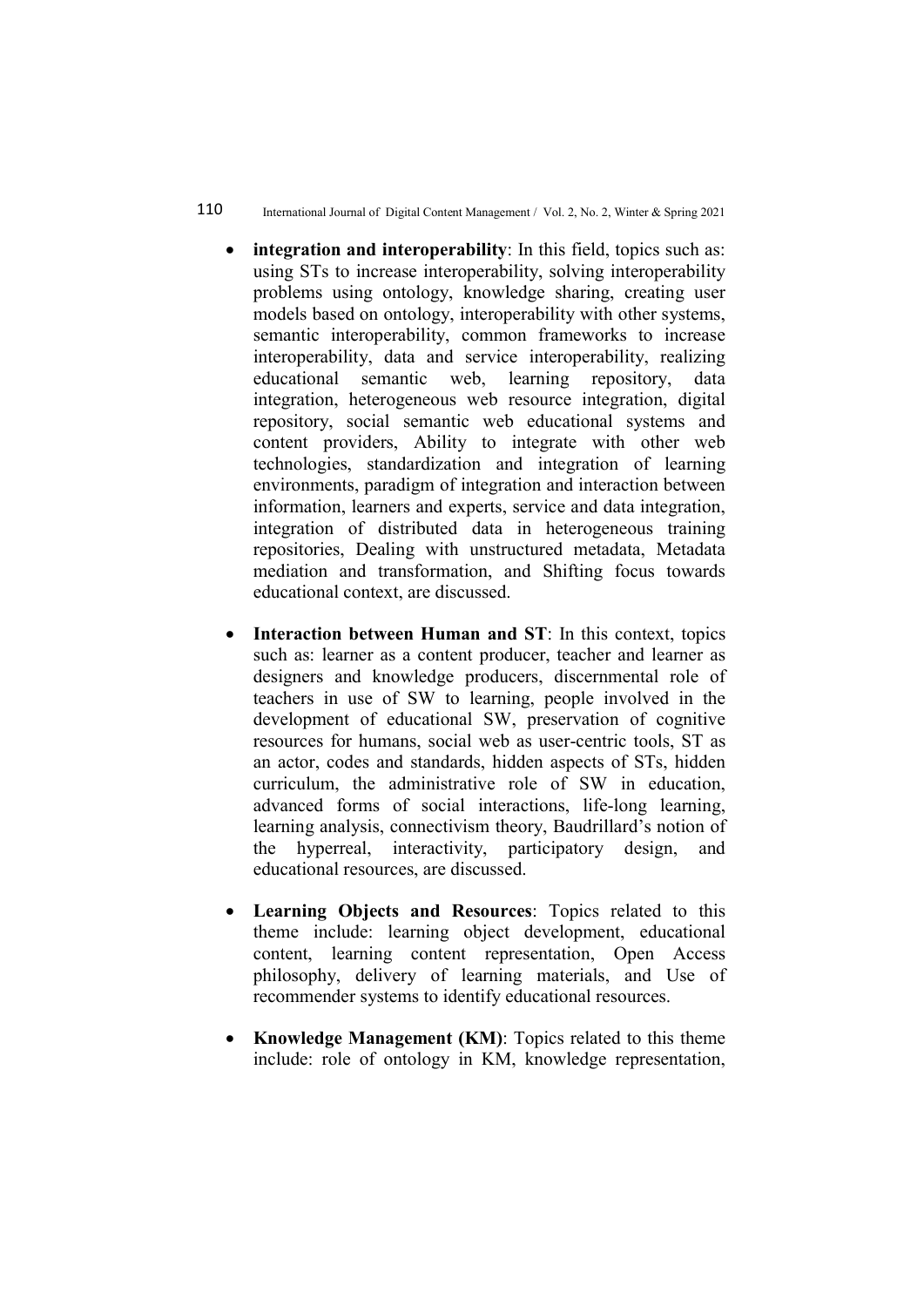- **integration and interoperability**: In this field, topics such as: using STs to increase interoperability, solving interoperability problems using ontology, knowledge sharing, creating user models based on ontology, interoperability with other systems, semantic interoperability, common frameworks to increase interoperability, data and service interoperability, realizing educational semantic web, learning repository, data integration, heterogeneous web resource integration, digital repository, social semantic web educational systems and content providers, Ability to integrate with other web technologies, standardization and integration of learning environments, paradigm of integration and interaction between information, learners and experts, service and data integration, integration of distributed data in heterogeneous training repositories, Dealing with unstructured metadata, Metadata mediation and transformation, and Shifting focus towards educational context, are discussed.

- **Interaction between Human and ST**: In this context, topics such as: learner as a content producer, teacher and learner as designers and knowledge producers, discernmental role of teachers in use of SW to learning, people involved in the development of educational SW, preservation of cognitive resources for humans, social web as user-centric tools, ST as an actor, codes and standards, hidden aspects of STs, hidden curriculum, the administrative role of SW in education, advanced forms of social interactions, life-long learning, learning analysis, connectivism theory, Baudrillard's notion of the hyperreal, interactivity, participatory design, and educational resources, are discussed.

- **Learning Objects and Resources**: Topics related to this theme include: learning object development, educational content, learning content representation, Open Access philosophy, delivery of learning materials, and Use of recommender systems to identify educational resources.

- **Knowledge Management (KM)**: Topics related to this theme include: role of ontology in KM, knowledge representation,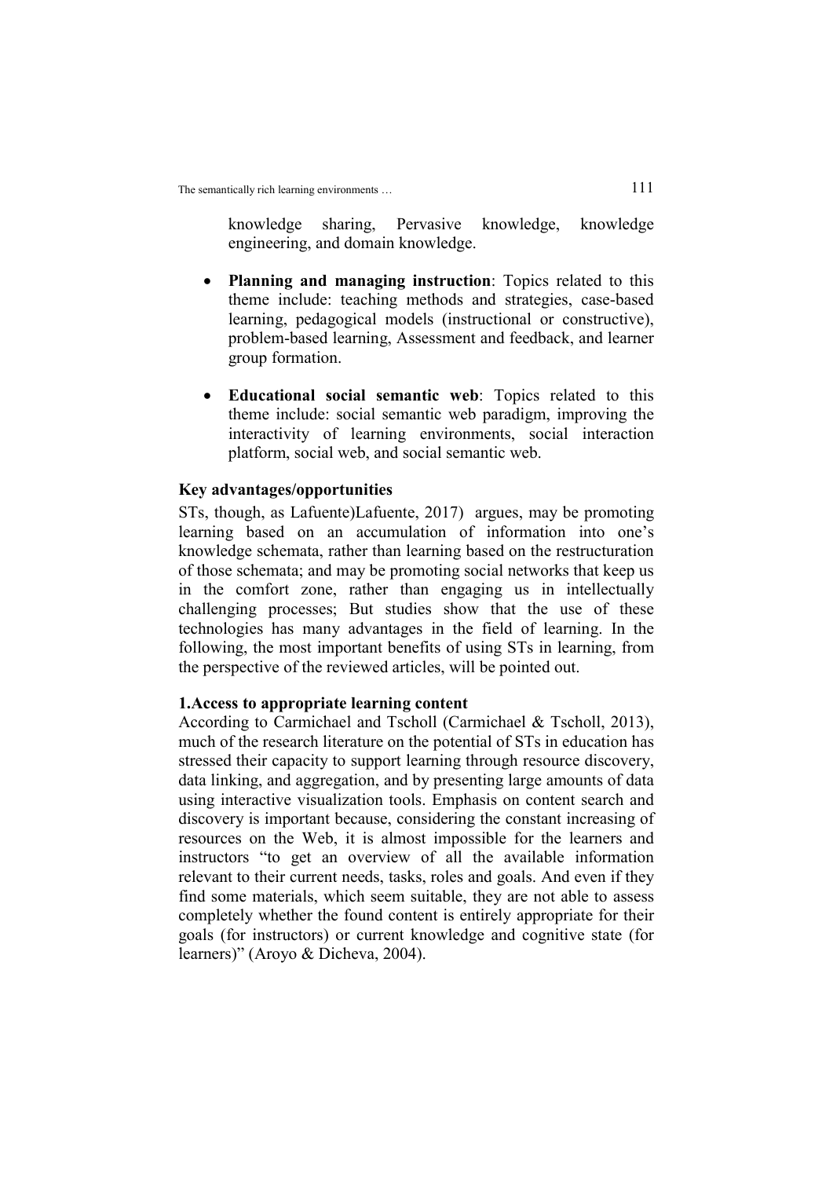knowledge sharing, Pervasive knowledge, knowledge engineering, and domain knowledge.

- **Planning and managing instruction**: Topics related to this theme include: teaching methods and strategies, case-based learning, pedagogical models (instructional or constructive), problem-based learning, Assessment and feedback, and learner group formation.

- **Educational social semantic web**: Topics related to this theme include: social semantic web paradigm, improving the interactivity of learning environments, social interaction platform, social web, and social semantic web.

**Key advantages/opportunities**

STs, though, as Lafuente)Lafuente, 2017) argues, may be promoting learning based on an accumulation of information into one's knowledge schemata, rather than learning based on the restructuration of those schemata; and may be promoting social networks that keep us in the comfort zone, rather than engaging us in intellectually challenging processes; But studies show that the use of these technologies has many advantages in the field of learning. In the following, the most important benefits of using STs in learning, from the perspective of the reviewed articles, will be pointed out.

**1.Access to appropriate learning content**

According to Carmichael and Tscholl (Carmichael & Tscholl, 2013), much of the research literature on the potential of STs in education has stressed their capacity to support learning through resource discovery, data linking, and aggregation, and by presenting large amounts of data using interactive visualization tools. Emphasis on content search and discovery is important because, considering the constant increasing of resources on the Web, it is almost impossible for the learners and instructors "to get an overview of all the available information relevant to their current needs, tasks, roles and goals. And even if they find some materials, which seem suitable, they are not able to assess completely whether the found content is entirely appropriate for their goals (for instructors) or current knowledge and cognitive state (for learners)" (Aroyo & Dicheva, 2004).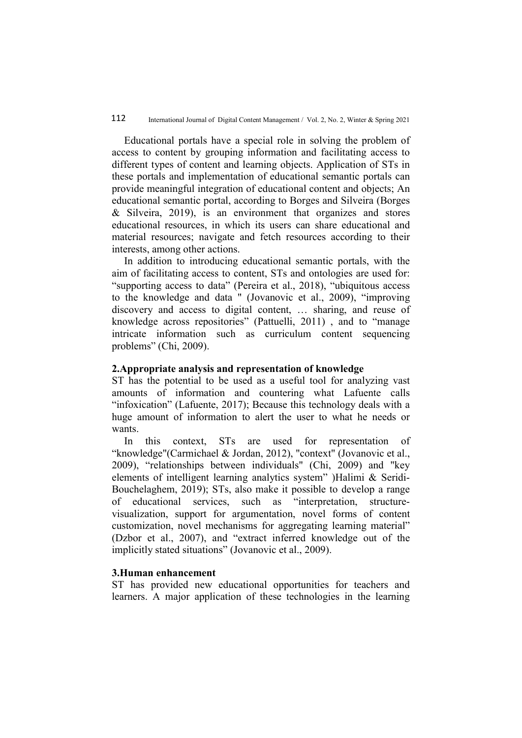Educational portals have a special role in solving the problem of access to content by grouping information and facilitating access to different types of content and learning objects. Application of STs in these portals and implementation of educational semantic portals can provide meaningful integration of educational content and objects; An educational semantic portal, according to Borges and Silveira (Borges & Silveira, 2019), is an environment that organizes and stores educational resources, in which its users can share educational and material resources; navigate and fetch resources according to their interests, among other actions.

In addition to introducing educational semantic portals, with the aim of facilitating access to content, STs and ontologies are used for: "supporting access to data" (Pereira et al., 2018), "ubiquitous access to the knowledge and data " (Jovanovic et al., 2009), "improving discovery and access to digital content, … sharing, and reuse of knowledge across repositories" (Pattuelli, 2011) , and to "manage intricate information such as curriculum content sequencing problems" (Chi, 2009).

### 2.Appropriate analysis and representation of knowledge

ST has the potential to be used as a useful tool for analyzing vast amounts of information and countering what Lafuente calls "infoxication" (Lafuente, 2017); Because this technology deals with a huge amount of information to alert the user to what he needs or wants.

In this context, STs are used for representation of "knowledge"(Carmichael & Jordan, 2012), "context" (Jovanovic et al., 2009), "relationships between individuals" (Chi, 2009) and "key elements of intelligent learning analytics system" )Halimi & Seridi-Bouchelaghem, 2019); STs, also make it possible to develop a range of educational services, such as "interpretation, structure-visualization, support for argumentation, novel forms of content customization, novel mechanisms for aggregating learning material" (Dzbor et al., 2007), and "extract inferred knowledge out of the implicitly stated situations" (Jovanovic et al., 2009).

### 3.Human enhancement

ST has provided new educational opportunities for teachers and learners. A major application of these technologies in the learning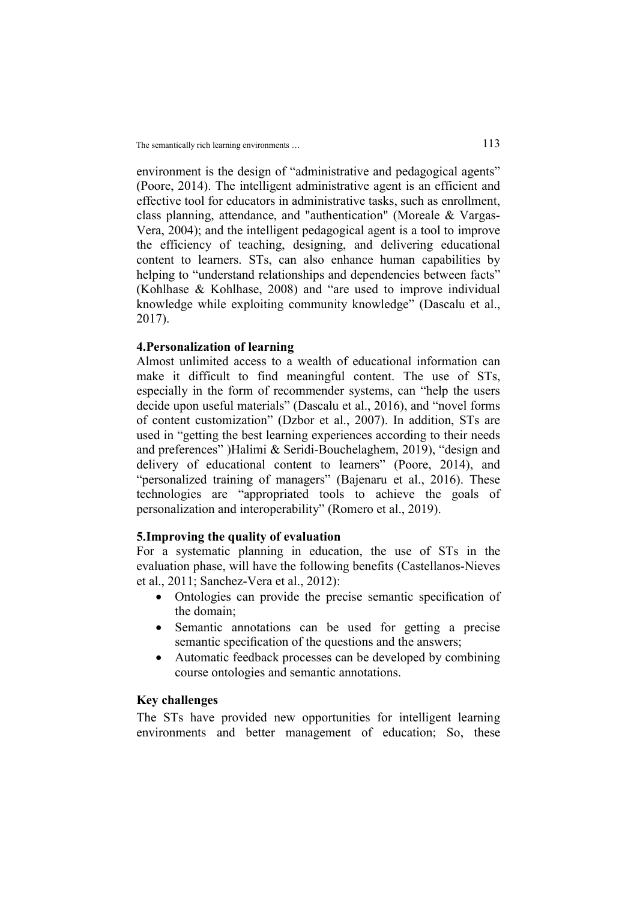environment is the design of "administrative and pedagogical agents" (Poore, 2014). The intelligent administrative agent is an efficient and effective tool for educators in administrative tasks, such as enrollment, class planning, attendance, and "authentication" (Moreale & Vargas-Vera, 2004); and the intelligent pedagogical agent is a tool to improve the efficiency of teaching, designing, and delivering educational content to learners. STs, can also enhance human capabilities by helping to "understand relationships and dependencies between facts" (Kohlhase & Kohlhase, 2008) and "are used to improve individual knowledge while exploiting community knowledge" (Dascalu et al., 2017).

### 4.Personalization of learning

Almost unlimited access to a wealth of educational information can make it difficult to find meaningful content. The use of STs, especially in the form of recommender systems, can "help the users decide upon useful materials" (Dascalu et al., 2016), and "novel forms of content customization" (Dzbor et al., 2007). In addition, STs are used in "getting the best learning experiences according to their needs and preferences" )Halimi & Seridi-Bouchelaghem, 2019), "design and delivery of educational content to learners" (Poore, 2014), and "personalized training of managers" (Bajenaru et al., 2016). These technologies are "appropriated tools to achieve the goals of personalization and interoperability" (Romero et al., 2019).

### 5.Improving the quality of evaluation

For a systematic planning in education, the use of STs in the evaluation phase, will have the following benefits (Castellanos-Nieves et al., 2011; Sanchez-Vera et al., 2012):

- Ontologies can provide the precise semantic specification of the domain;
- Semantic annotations can be used for getting a precise semantic specification of the questions and the answers;
- Automatic feedback processes can be developed by combining course ontologies and semantic annotations.

### Key challenges

The STs have provided new opportunities for intelligent learning environments and better management of education; So, these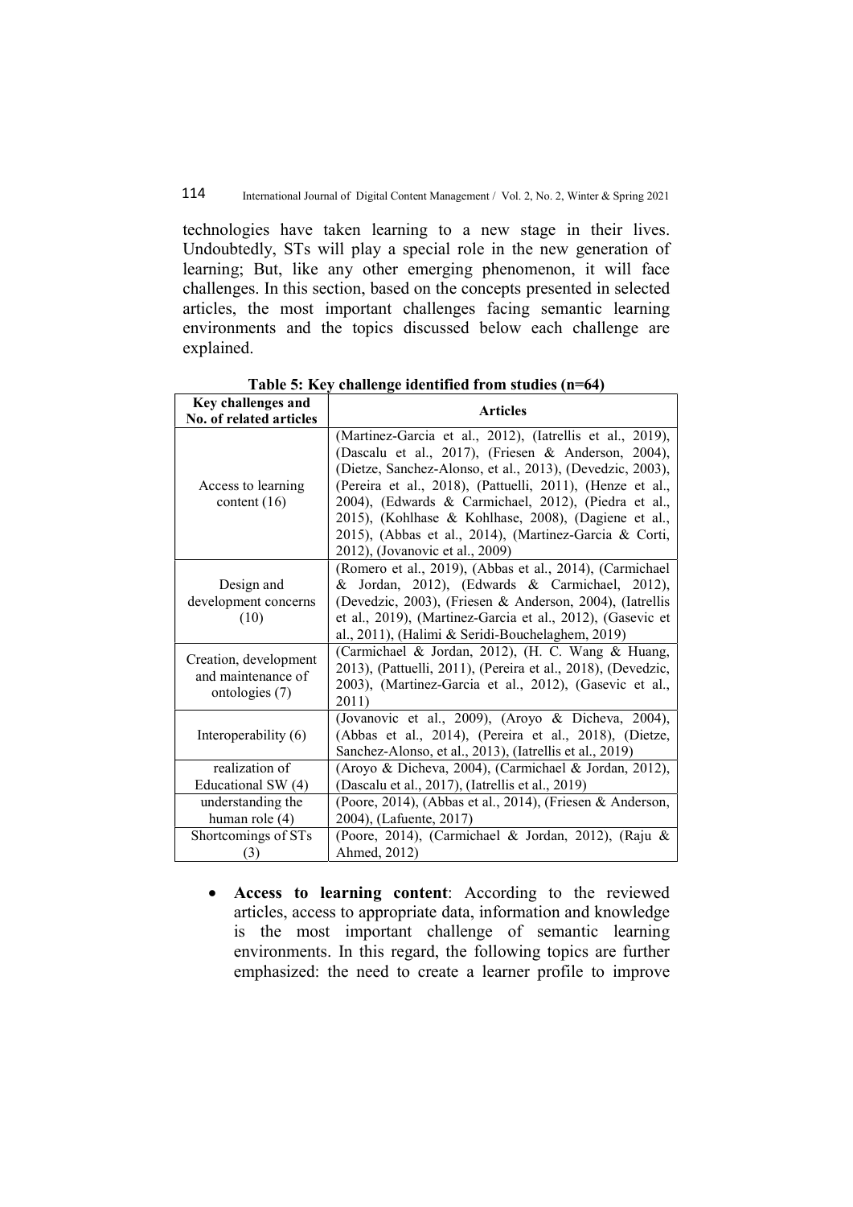technologies have taken learning to a new stage in their lives. Undoubtedly, STs will play a special role in the new generation of learning; But, like any other emerging phenomenon, it will face challenges. In this section, based on the concepts presented in selected articles, the most important challenges facing semantic learning environments and the topics discussed below each challenge are explained.

**Table 5: Key challenge identified from studies (n=64)**

| Key challenges and No. of related articles | Articles |
|---|---|
| Access to learning content (16) | (Martinez-Garcia et al., 2012), (Iatrellis et al., 2019), (Dascalu et al., 2017), (Friesen & Anderson, 2004), (Dietze, Sanchez-Alonso, et al., 2013), (Devedzic, 2003), (Pereira et al., 2018), (Pattuelli, 2011), (Henze et al., 2004), (Edwards & Carmichael, 2012), (Piedra et al., 2015), (Kohlhase & Kohlhase, 2008), (Dagiene et al., 2015), (Abbas et al., 2014), (Martinez-Garcia & Corti, 2012), (Jovanovic et al., 2009) |
| Design and development concerns (10) | (Romero et al., 2019), (Abbas et al., 2014), (Carmichael & Jordan, 2012), (Edwards & Carmichael, 2012), (Devedzic, 2003), (Friesen & Anderson, 2004), (Iatrellis et al., 2019), (Martinez-Garcia et al., 2012), (Gasevic et al., 2011), (Halimi & Seridi-Bouchelaghem, 2019) |
| Creation, development and maintenance of ontologies (7) | (Carmichael & Jordan, 2012), (H. C. Wang & Huang, 2013), (Pattuelli, 2011), (Pereira et al., 2018), (Devedzic, 2003), (Martinez-Garcia et al., 2012), (Gasevic et al., 2011) |
| Interoperability (6) | (Jovanovic et al., 2009), (Aroyo & Dicheva, 2004), (Abbas et al., 2014), (Pereira et al., 2018), (Dietze, Sanchez-Alonso, et al., 2013), (Iatrellis et al., 2019) |
| realization of Educational SW (4) | (Aroyo & Dicheva, 2004), (Carmichael & Jordan, 2012), (Dascalu et al., 2017), (Iatrellis et al., 2019) |
| understanding the human role (4) | (Poore, 2014), (Abbas et al., 2014), (Friesen & Anderson, 2004), (Lafuente, 2017) |
| Shortcomings of STs (3) | (Poore, 2014), (Carmichael & Jordan, 2012), (Raju & Ahmed, 2012) |

- **Access to learning content**: According to the reviewed articles, access to appropriate data, information and knowledge is the most important challenge of semantic learning environments. In this regard, the following topics are further emphasized: the need to create a learner profile to improve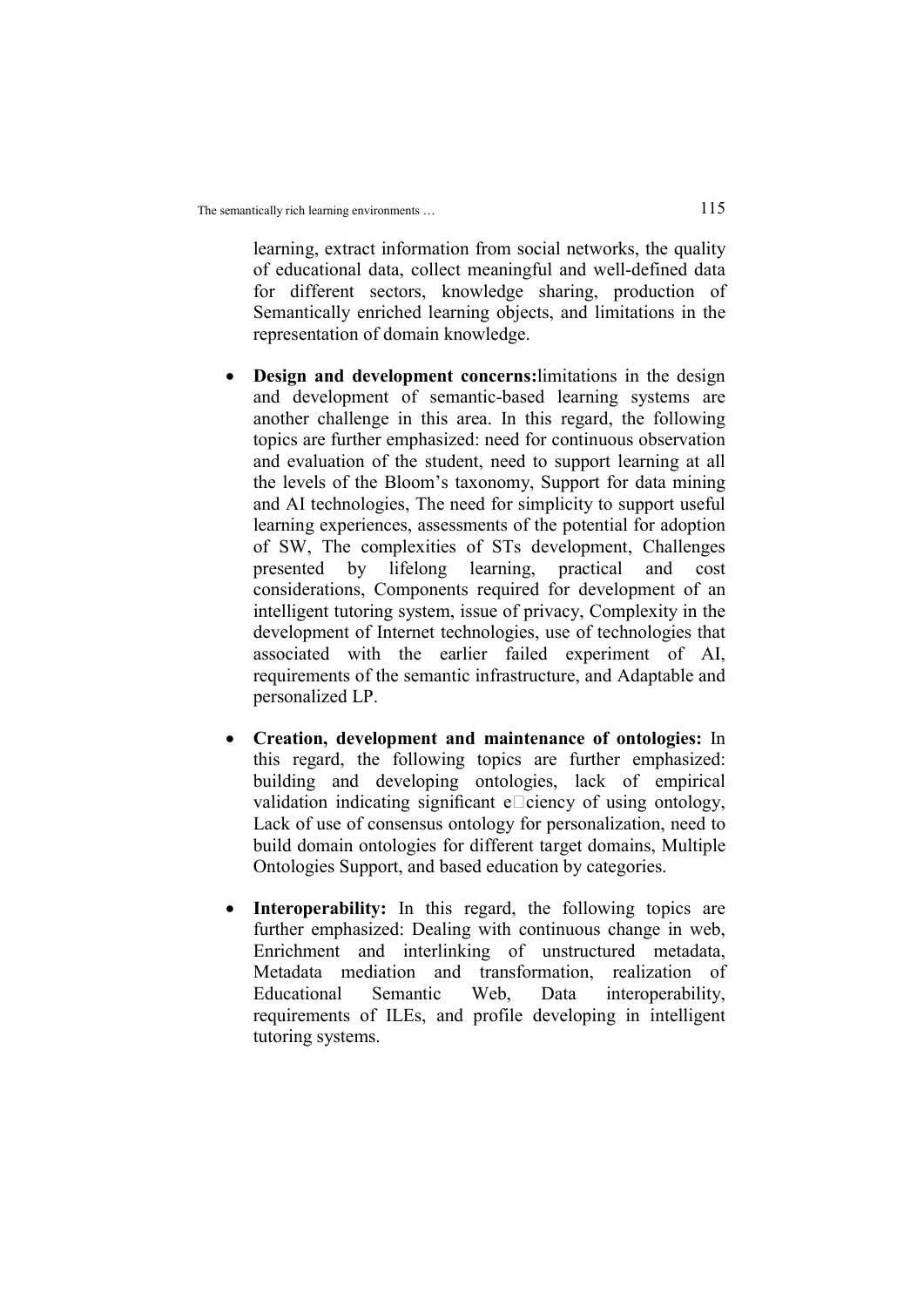learning, extract information from social networks, the quality of educational data, collect meaningful and well-defined data for different sectors, knowledge sharing, production of Semantically enriched learning objects, and limitations in the representation of domain knowledge.

- **Design and development concerns:**limitations in the design and development of semantic-based learning systems are another challenge in this area. In this regard, the following topics are further emphasized: need for continuous observation and evaluation of the student, need to support learning at all the levels of the Bloom's taxonomy, Support for data mining and AI technologies, The need for simplicity to support useful learning experiences, assessments of the potential for adoption of SW, The complexities of STs development, Challenges presented by lifelong learning, practical and cost considerations, Components required for development of an intelligent tutoring system, issue of privacy, Complexity in the development of Internet technologies, use of technologies that associated with the earlier failed experiment of AI, requirements of the semantic infrastructure, and Adaptable and personalized LP.

- **Creation, development and maintenance of ontologies:** In this regard, the following topics are further emphasized: building and developing ontologies, lack of empirical validation indicating significant e□ciency of using ontology, Lack of use of consensus ontology for personalization, need to build domain ontologies for different target domains, Multiple Ontologies Support, and based education by categories.

- **Interoperability:** In this regard, the following topics are further emphasized: Dealing with continuous change in web, Enrichment and interlinking of unstructured metadata, Metadata mediation and transformation, realization of Educational Semantic Web, Data interoperability, requirements of ILEs, and profile developing in intelligent tutoring systems.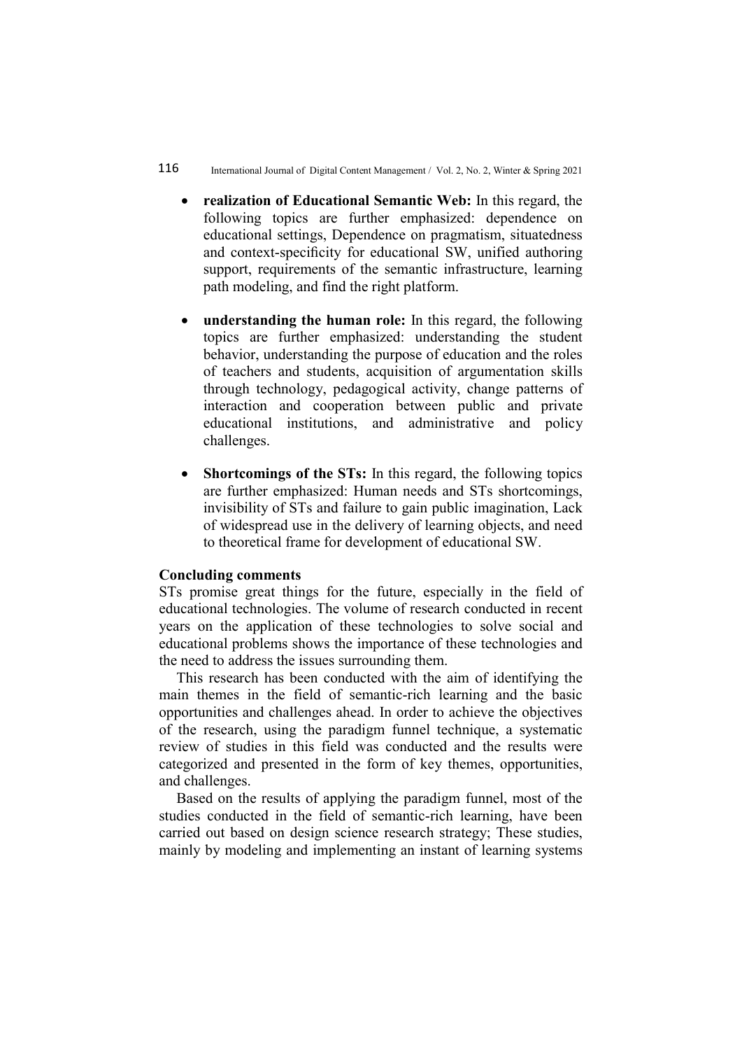- **realization of Educational Semantic Web:** In this regard, the following topics are further emphasized: dependence on educational settings, Dependence on pragmatism, situatedness and context-specificity for educational SW, unified authoring support, requirements of the semantic infrastructure, learning path modeling, and find the right platform.

- **understanding the human role:** In this regard, the following topics are further emphasized: understanding the student behavior, understanding the purpose of education and the roles of teachers and students, acquisition of argumentation skills through technology, pedagogical activity, change patterns of interaction and cooperation between public and private educational institutions, and administrative and policy challenges.

- **Shortcomings of the STs:** In this regard, the following topics are further emphasized: Human needs and STs shortcomings, invisibility of STs and failure to gain public imagination, Lack of widespread use in the delivery of learning objects, and need to theoretical frame for development of educational SW.

**Concluding comments**

STs promise great things for the future, especially in the field of educational technologies. The volume of research conducted in recent years on the application of these technologies to solve social and educational problems shows the importance of these technologies and the need to address the issues surrounding them.

This research has been conducted with the aim of identifying the main themes in the field of semantic-rich learning and the basic opportunities and challenges ahead. In order to achieve the objectives of the research, using the paradigm funnel technique, a systematic review of studies in this field was conducted and the results were categorized and presented in the form of key themes, opportunities, and challenges.

Based on the results of applying the paradigm funnel, most of the studies conducted in the field of semantic-rich learning, have been carried out based on design science research strategy; These studies, mainly by modeling and implementing an instant of learning systems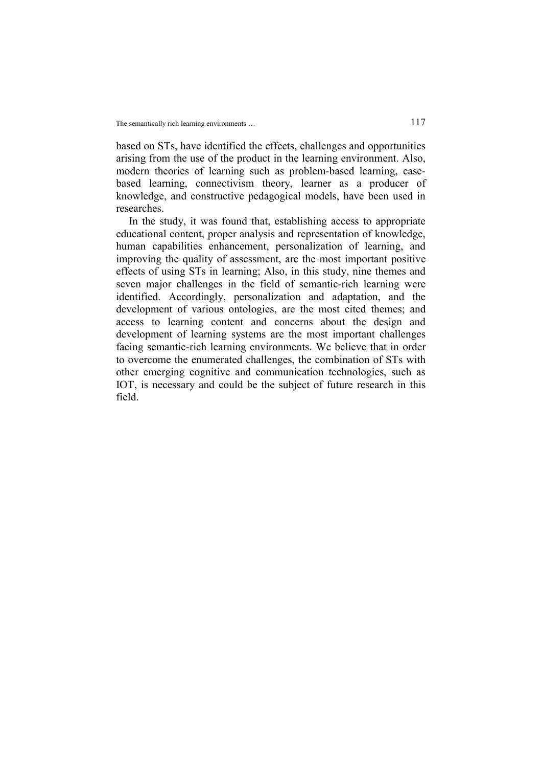based on STs, have identified the effects, challenges and opportunities arising from the use of the product in the learning environment. Also, modern theories of learning such as problem-based learning, case-based learning, connectivism theory, learner as a producer of knowledge, and constructive pedagogical models, have been used in researches.

In the study, it was found that, establishing access to appropriate educational content, proper analysis and representation of knowledge, human capabilities enhancement, personalization of learning, and improving the quality of assessment, are the most important positive effects of using STs in learning; Also, in this study, nine themes and seven major challenges in the field of semantic-rich learning were identified. Accordingly, personalization and adaptation, and the development of various ontologies, are the most cited themes; and access to learning content and concerns about the design and development of learning systems are the most important challenges facing semantic-rich learning environments. We believe that in order to overcome the enumerated challenges, the combination of STs with other emerging cognitive and communication technologies, such as IOT, is necessary and could be the subject of future research in this field.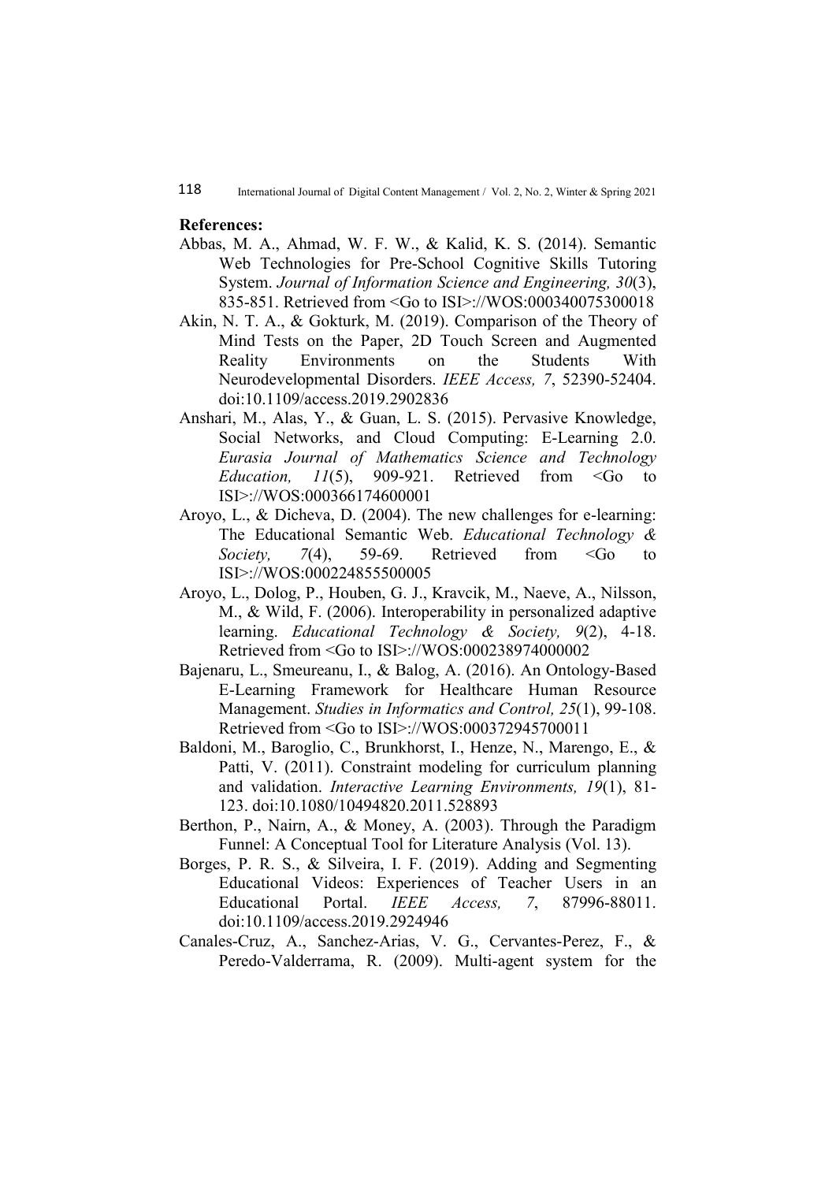**References:**

Abbas, M. A., Ahmad, W. F. W., & Kalid, K. S. (2014). Semantic Web Technologies for Pre-School Cognitive Skills Tutoring System. *Journal of Information Science and Engineering, 30*(3), 835-851. Retrieved from <Go to ISI>://WOS:000340075300018

Akin, N. T. A., & Gokturk, M. (2019). Comparison of the Theory of Mind Tests on the Paper, 2D Touch Screen and Augmented Reality Environments on the Students With Neurodevelopmental Disorders. *IEEE Access, 7*, 52390-52404. doi:10.1109/access.2019.2902836

Anshari, M., Alas, Y., & Guan, L. S. (2015). Pervasive Knowledge, Social Networks, and Cloud Computing: E-Learning 2.0. *Eurasia Journal of Mathematics Science and Technology Education, 11*(5), 909-921. Retrieved from <Go to ISI>://WOS:000366174600001

Aroyo, L., & Dicheva, D. (2004). The new challenges for e-learning: The Educational Semantic Web. *Educational Technology & Society, 7*(4), 59-69. Retrieved from <Go to ISI>://WOS:000224855500005

Aroyo, L., Dolog, P., Houben, G. J., Kravcik, M., Naeve, A., Nilsson, M., & Wild, F. (2006). Interoperability in personalized adaptive learning. *Educational Technology & Society, 9*(2), 4-18. Retrieved from <Go to ISI>://WOS:000238974000002

Bajenaru, L., Smeureanu, I., & Balog, A. (2016). An Ontology-Based E-Learning Framework for Healthcare Human Resource Management. *Studies in Informatics and Control, 25*(1), 99-108. Retrieved from <Go to ISI>://WOS:000372945700011

Baldoni, M., Baroglio, C., Brunkhorst, I., Henze, N., Marengo, E., & Patti, V. (2011). Constraint modeling for curriculum planning and validation. *Interactive Learning Environments, 19*(1), 81-123. doi:10.1080/10494820.2011.528893

Berthon, P., Nairn, A., & Money, A. (2003). Through the Paradigm Funnel: A Conceptual Tool for Literature Analysis (Vol. 13).

Borges, P. R. S., & Silveira, I. F. (2019). Adding and Segmenting Educational Videos: Experiences of Teacher Users in an Educational Portal. *IEEE Access, 7*, 87996-88011. doi:10.1109/access.2019.2924946

Canales-Cruz, A., Sanchez-Arias, V. G., Cervantes-Perez, F., & Peredo-Valderrama, R. (2009). Multi-agent system for the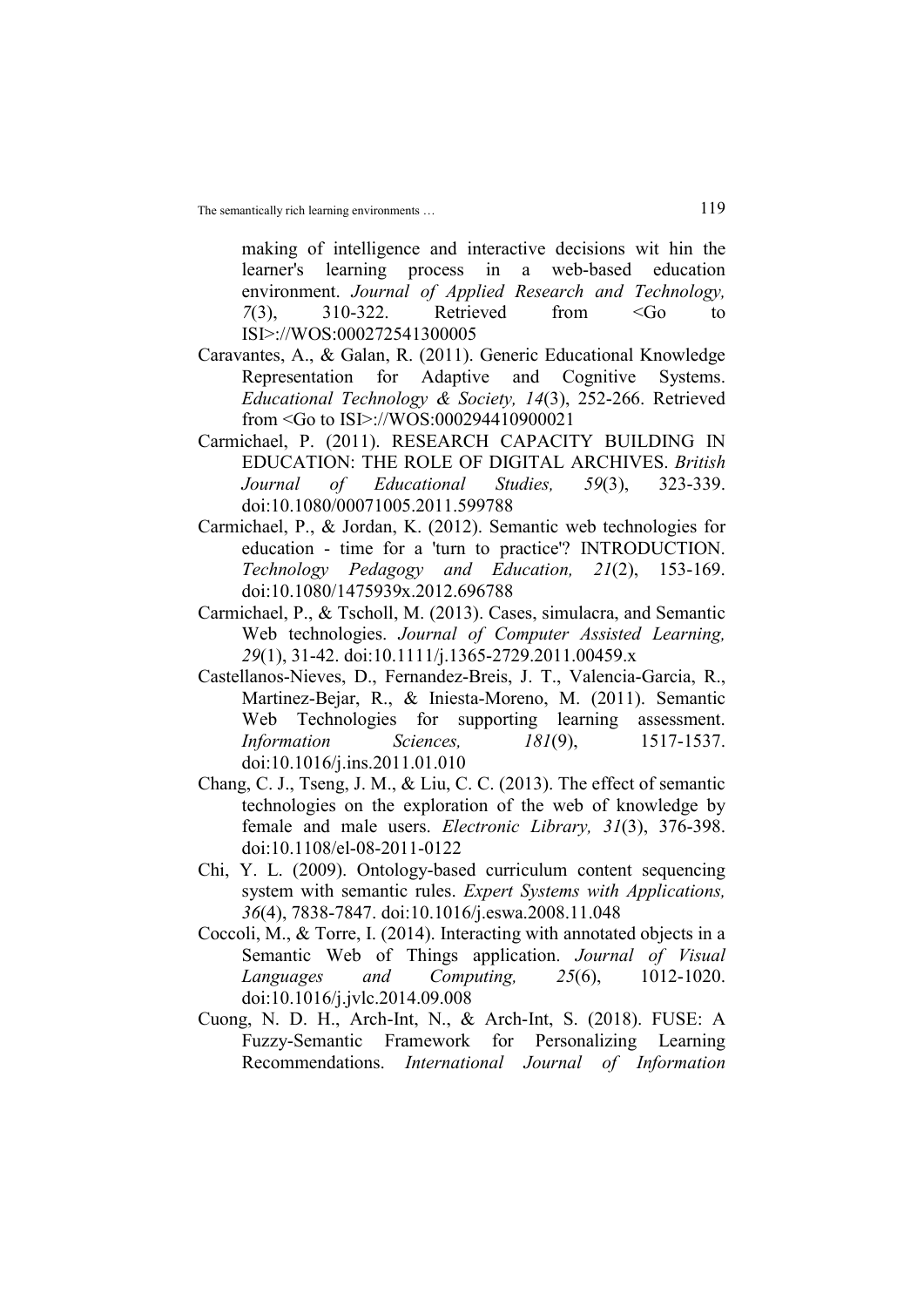making of intelligence and interactive decisions wit hin the learner's learning process in a web-based education environment. *Journal of Applied Research and Technology, 7*(3), 310-322. Retrieved from <Go to ISI>://WOS:000272541300005

Caravantes, A., & Galan, R. (2011). Generic Educational Knowledge Representation for Adaptive and Cognitive Systems. *Educational Technology & Society, 14*(3), 252-266. Retrieved from <Go to ISI>://WOS:000294410900021

Carmichael, P. (2011). RESEARCH CAPACITY BUILDING IN EDUCATION: THE ROLE OF DIGITAL ARCHIVES. *British Journal of Educational Studies, 59*(3), 323-339. doi:10.1080/00071005.2011.599788

Carmichael, P., & Jordan, K. (2012). Semantic web technologies for education - time for a 'turn to practice'? INTRODUCTION. *Technology Pedagogy and Education, 21*(2), 153-169. doi:10.1080/1475939x.2012.696788

Carmichael, P., & Tscholl, M. (2013). Cases, simulacra, and Semantic Web technologies. *Journal of Computer Assisted Learning, 29*(1), 31-42. doi:10.1111/j.1365-2729.2011.00459.x

Castellanos-Nieves, D., Fernandez-Breis, J. T., Valencia-Garcia, R., Martinez-Bejar, R., & Iniesta-Moreno, M. (2011). Semantic Web Technologies for supporting learning assessment. *Information Sciences, 181*(9), 1517-1537. doi:10.1016/j.ins.2011.01.010

Chang, C. J., Tseng, J. M., & Liu, C. C. (2013). The effect of semantic technologies on the exploration of the web of knowledge by female and male users. *Electronic Library, 31*(3), 376-398. doi:10.1108/el-08-2011-0122

Chi, Y. L. (2009). Ontology-based curriculum content sequencing system with semantic rules. *Expert Systems with Applications, 36*(4), 7838-7847. doi:10.1016/j.eswa.2008.11.048

Coccoli, M., & Torre, I. (2014). Interacting with annotated objects in a Semantic Web of Things application. *Journal of Visual Languages and Computing, 25*(6), 1012-1020. doi:10.1016/j.jvlc.2014.09.008

Cuong, N. D. H., Arch-Int, N., & Arch-Int, S. (2018). FUSE: A Fuzzy-Semantic Framework for Personalizing Learning Recommendations. *International Journal of Information*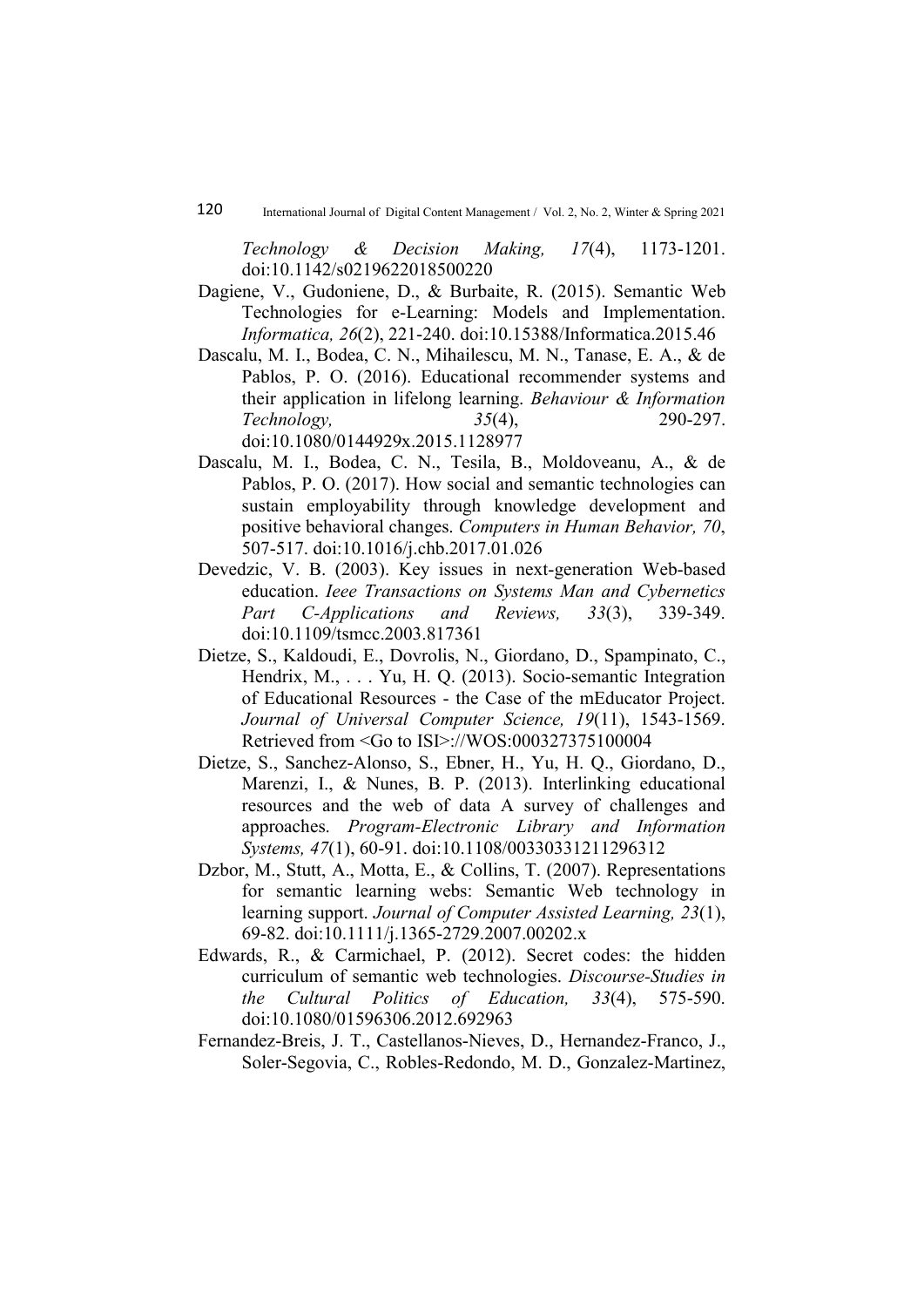*Technology & Decision Making, 17*(4), 1173-1201. doi:10.1142/s0219622018500220

Dagiene, V., Gudoniene, D., & Burbaite, R. (2015). Semantic Web Technologies for e-Learning: Models and Implementation. *Informatica, 26*(2), 221-240. doi:10.15388/Informatica.2015.46

Dascalu, M. I., Bodea, C. N., Mihailescu, M. N., Tanase, E. A., & de Pablos, P. O. (2016). Educational recommender systems and their application in lifelong learning. *Behaviour & Information Technology, 35*(4), 290-297. doi:10.1080/0144929x.2015.1128977

Dascalu, M. I., Bodea, C. N., Tesila, B., Moldoveanu, A., & de Pablos, P. O. (2017). How social and semantic technologies can sustain employability through knowledge development and positive behavioral changes. *Computers in Human Behavior, 70*, 507-517. doi:10.1016/j.chb.2017.01.026

Devedzic, V. B. (2003). Key issues in next-generation Web-based education. *Ieee Transactions on Systems Man and Cybernetics Part C-Applications and Reviews, 33*(3), 339-349. doi:10.1109/tsmcc.2003.817361

Dietze, S., Kaldoudi, E., Dovrolis, N., Giordano, D., Spampinato, C., Hendrix, M., . . . Yu, H. Q. (2013). Socio-semantic Integration of Educational Resources - the Case of the mEducator Project. *Journal of Universal Computer Science, 19*(11), 1543-1569. Retrieved from <Go to ISI>://WOS:000327375100004

Dietze, S., Sanchez-Alonso, S., Ebner, H., Yu, H. Q., Giordano, D., Marenzi, I., & Nunes, B. P. (2013). Interlinking educational resources and the web of data A survey of challenges and approaches. *Program-Electronic Library and Information Systems, 47*(1), 60-91. doi:10.1108/00330331211296312

Dzbor, M., Stutt, A., Motta, E., & Collins, T. (2007). Representations for semantic learning webs: Semantic Web technology in learning support. *Journal of Computer Assisted Learning, 23*(1), 69-82. doi:10.1111/j.1365-2729.2007.00202.x

Edwards, R., & Carmichael, P. (2012). Secret codes: the hidden curriculum of semantic web technologies. *Discourse-Studies in the Cultural Politics of Education, 33*(4), 575-590. doi:10.1080/01596306.2012.692963

Fernandez-Breis, J. T., Castellanos-Nieves, D., Hernandez-Franco, J., Soler-Segovia, C., Robles-Redondo, M. D., Gonzalez-Martinez,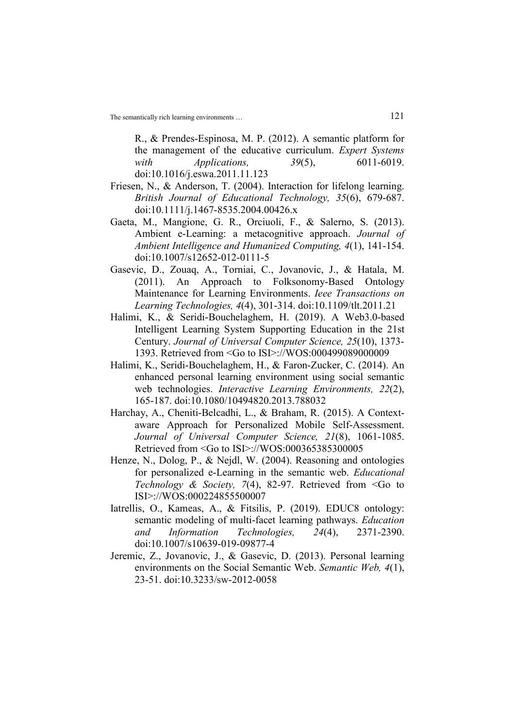R., & Prendes-Espinosa, M. P. (2012). A semantic platform for the management of the educative curriculum. *Expert Systems with Applications, 39*(5), 6011-6019. doi:10.1016/j.eswa.2011.11.123

Friesen, N., & Anderson, T. (2004). Interaction for lifelong learning. *British Journal of Educational Technology, 35*(6), 679-687. doi:10.1111/j.1467-8535.2004.00426.x

Gaeta, M., Mangione, G. R., Orciuoli, F., & Salerno, S. (2013). Ambient e-Learning: a metacognitive approach. *Journal of Ambient Intelligence and Humanized Computing, 4*(1), 141-154. doi:10.1007/s12652-012-0111-5

Gasevic, D., Zouaq, A., Torniai, C., Jovanovic, J., & Hatala, M. (2011). An Approach to Folksonomy-Based Ontology Maintenance for Learning Environments. *Ieee Transactions on Learning Technologies, 4*(4), 301-314. doi:10.1109/tlt.2011.21

Halimi, K., & Seridi-Bouchelaghem, H. (2019). A Web3.0-based Intelligent Learning System Supporting Education in the 21st Century. *Journal of Universal Computer Science, 25*(10), 1373-1393. Retrieved from <Go to ISI>://WOS:000499089000009

Halimi, K., Seridi-Bouchelaghem, H., & Faron-Zucker, C. (2014). An enhanced personal learning environment using social semantic web technologies. *Interactive Learning Environments, 22*(2), 165-187. doi:10.1080/10494820.2013.788032

Harchay, A., Cheniti-Belcadhi, L., & Braham, R. (2015). A Context-aware Approach for Personalized Mobile Self-Assessment. *Journal of Universal Computer Science, 21*(8), 1061-1085. Retrieved from <Go to ISI>://WOS:000365385300005

Henze, N., Dolog, P., & Nejdl, W. (2004). Reasoning and ontologies for personalized e-Learning in the semantic web. *Educational Technology & Society, 7*(4), 82-97. Retrieved from <Go to ISI>://WOS:000224855500007

Iatrellis, O., Kameas, A., & Fitsilis, P. (2019). EDUC8 ontology: semantic modeling of multi-facet learning pathways. *Education and Information Technologies, 24*(4), 2371-2390. doi:10.1007/s10639-019-09877-4

Jeremic, Z., Jovanovic, J., & Gasevic, D. (2013). Personal learning environments on the Social Semantic Web. *Semantic Web, 4*(1), 23-51. doi:10.3233/sw-2012-0058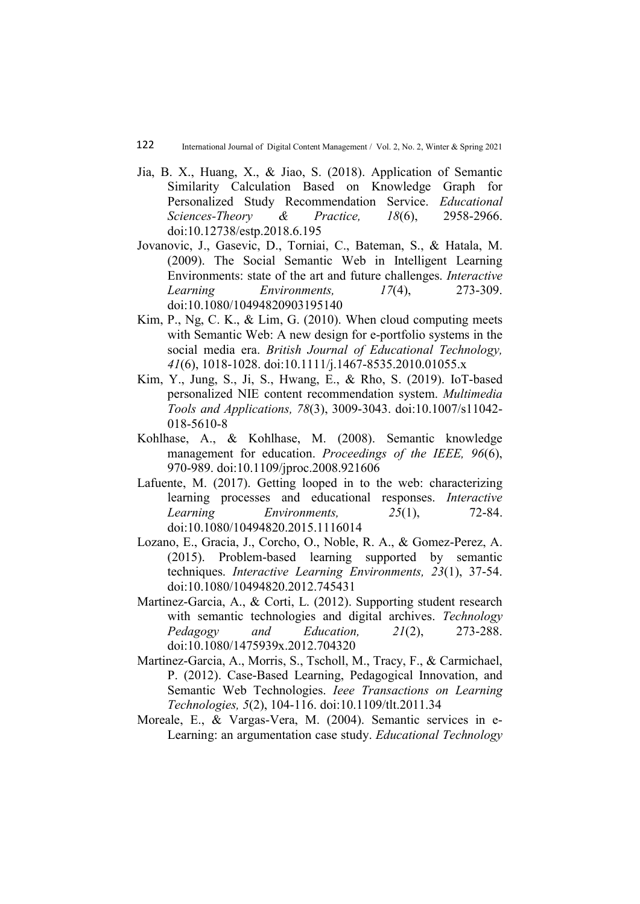Jia, B. X., Huang, X., & Jiao, S. (2018). Application of Semantic Similarity Calculation Based on Knowledge Graph for Personalized Study Recommendation Service. *Educational Sciences-Theory & Practice, 18*(6), 2958-2966. doi:10.12738/estp.2018.6.195

Jovanovic, J., Gasevic, D., Torniai, C., Bateman, S., & Hatala, M. (2009). The Social Semantic Web in Intelligent Learning Environments: state of the art and future challenges. *Interactive Learning Environments, 17*(4), 273-309. doi:10.1080/10494820903195140

Kim, P., Ng, C. K., & Lim, G. (2010). When cloud computing meets with Semantic Web: A new design for e-portfolio systems in the social media era. *British Journal of Educational Technology, 41*(6), 1018-1028. doi:10.1111/j.1467-8535.2010.01055.x

Kim, Y., Jung, S., Ji, S., Hwang, E., & Rho, S. (2019). IoT-based personalized NIE content recommendation system. *Multimedia Tools and Applications, 78*(3), 3009-3043. doi:10.1007/s11042-018-5610-8

Kohlhase, A., & Kohlhase, M. (2008). Semantic knowledge management for education. *Proceedings of the IEEE, 96*(6), 970-989. doi:10.1109/jproc.2008.921606

Lafuente, M. (2017). Getting looped in to the web: characterizing learning processes and educational responses. *Interactive Learning Environments, 25*(1), 72-84. doi:10.1080/10494820.2015.1116014

Lozano, E., Gracia, J., Corcho, O., Noble, R. A., & Gomez-Perez, A. (2015). Problem-based learning supported by semantic techniques. *Interactive Learning Environments, 23*(1), 37-54. doi:10.1080/10494820.2012.745431

Martinez-Garcia, A., & Corti, L. (2012). Supporting student research with semantic technologies and digital archives. *Technology Pedagogy and Education, 21*(2), 273-288. doi:10.1080/1475939x.2012.704320

Martinez-Garcia, A., Morris, S., Tscholl, M., Tracy, F., & Carmichael, P. (2012). Case-Based Learning, Pedagogical Innovation, and Semantic Web Technologies. *Ieee Transactions on Learning Technologies, 5*(2), 104-116. doi:10.1109/tlt.2011.34

Moreale, E., & Vargas-Vera, M. (2004). Semantic services in e-Learning: an argumentation case study. *Educational Technology*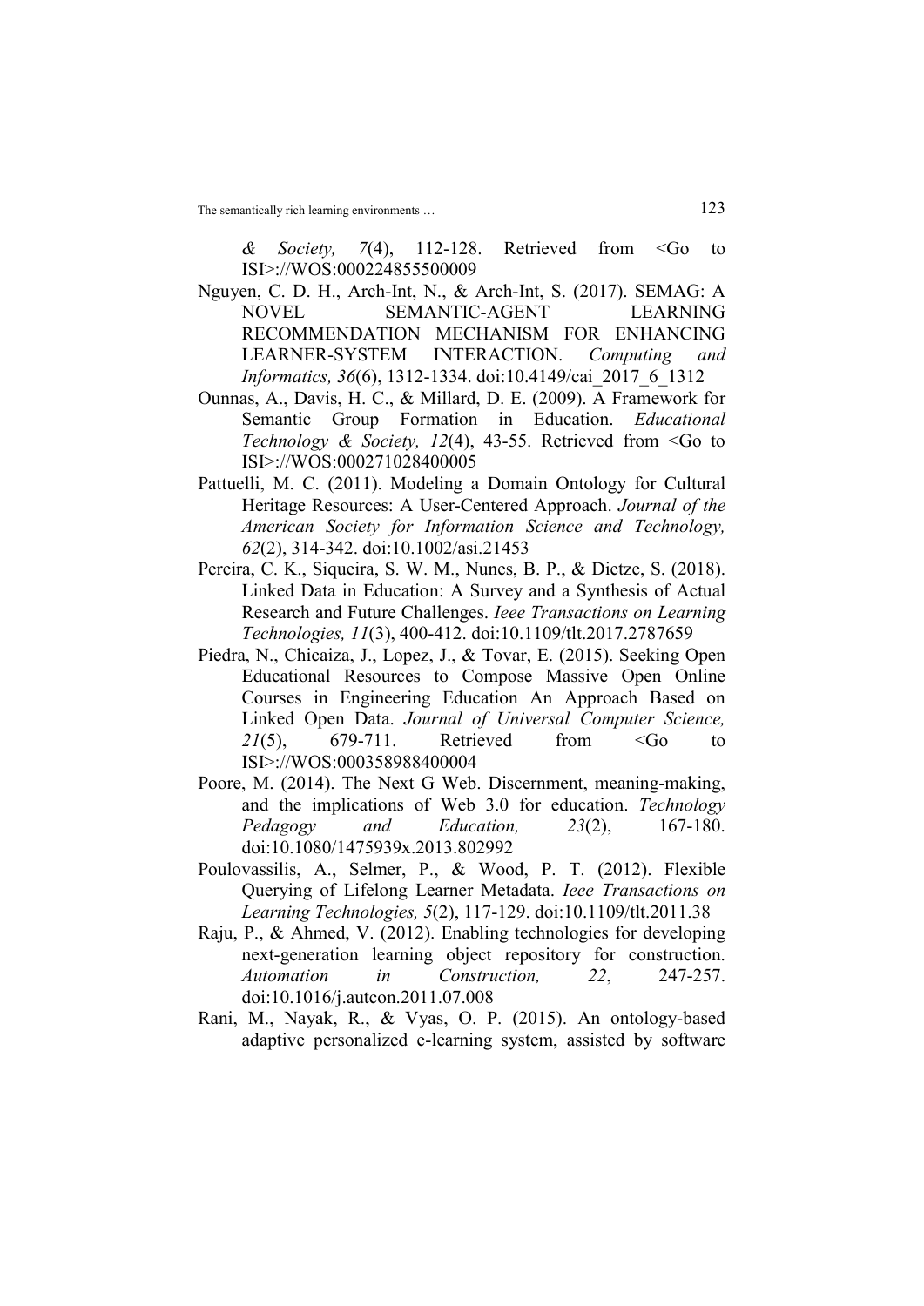*& Society, 7*(4), 112-128. Retrieved from <Go to ISI>://WOS:000224855500009

Nguyen, C. D. H., Arch-Int, N., & Arch-Int, S. (2017). SEMAG: A NOVEL SEMANTIC-AGENT LEARNING RECOMMENDATION MECHANISM FOR ENHANCING LEARNER-SYSTEM INTERACTION. *Computing and Informatics, 36*(6), 1312-1334. doi:10.4149/cai_2017_6_1312

Ounnas, A., Davis, H. C., & Millard, D. E. (2009). A Framework for Semantic Group Formation in Education. *Educational Technology & Society, 12*(4), 43-55. Retrieved from <Go to ISI>://WOS:000271028400005

Pattuelli, M. C. (2011). Modeling a Domain Ontology for Cultural Heritage Resources: A User-Centered Approach. *Journal of the American Society for Information Science and Technology, 62*(2), 314-342. doi:10.1002/asi.21453

Pereira, C. K., Siqueira, S. W. M., Nunes, B. P., & Dietze, S. (2018). Linked Data in Education: A Survey and a Synthesis of Actual Research and Future Challenges. *Ieee Transactions on Learning Technologies, 11*(3), 400-412. doi:10.1109/tlt.2017.2787659

Piedra, N., Chicaiza, J., Lopez, J., & Tovar, E. (2015). Seeking Open Educational Resources to Compose Massive Open Online Courses in Engineering Education An Approach Based on Linked Open Data. *Journal of Universal Computer Science, 21*(5), 679-711. Retrieved from <Go to ISI>://WOS:000358988400004

Poore, M. (2014). The Next G Web. Discernment, meaning-making, and the implications of Web 3.0 for education. *Technology Pedagogy and Education, 23*(2), 167-180. doi:10.1080/1475939x.2013.802992

Poulovassilis, A., Selmer, P., & Wood, P. T. (2012). Flexible Querying of Lifelong Learner Metadata. *Ieee Transactions on Learning Technologies, 5*(2), 117-129. doi:10.1109/tlt.2011.38

Raju, P., & Ahmed, V. (2012). Enabling technologies for developing next-generation learning object repository for construction. *Automation in Construction, 22*, 247-257. doi:10.1016/j.autcon.2011.07.008

Rani, M., Nayak, R., & Vyas, O. P. (2015). An ontology-based adaptive personalized e-learning system, assisted by software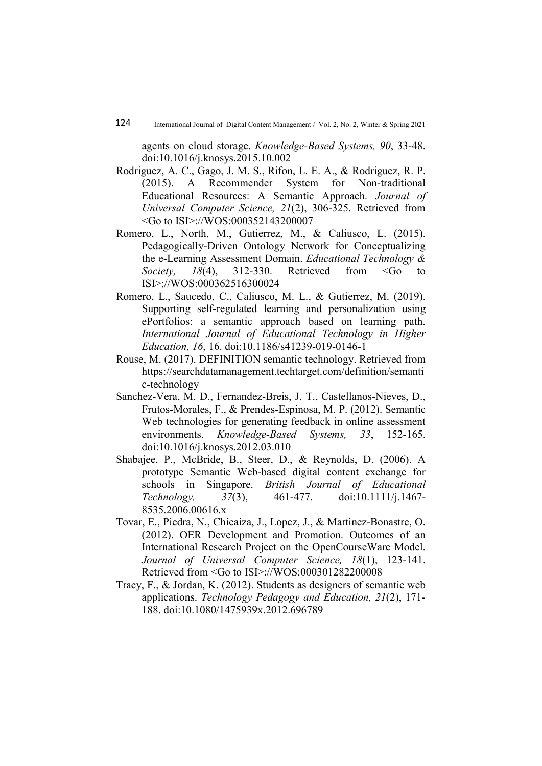agents on cloud storage. *Knowledge-Based Systems, 90*, 33-48. doi:10.1016/j.knosys.2015.10.002

Rodriguez, A. C., Gago, J. M. S., Rifon, L. E. A., & Rodriguez, R. P. (2015). A Recommender System for Non-traditional Educational Resources: A Semantic Approach. *Journal of Universal Computer Science, 21*(2), 306-325. Retrieved from <Go to ISI>://WOS:000352143200007

Romero, L., North, M., Gutierrez, M., & Caliusco, L. (2015). Pedagogically-Driven Ontology Network for Conceptualizing the e-Learning Assessment Domain. *Educational Technology & Society, 18*(4), 312-330. Retrieved from <Go to ISI>://WOS:000362516300024

Romero, L., Saucedo, C., Caliusco, M. L., & Gutierrez, M. (2019). Supporting self-regulated learning and personalization using ePortfolios: a semantic approach based on learning path. *International Journal of Educational Technology in Higher Education, 16*, 16. doi:10.1186/s41239-019-0146-1

Rouse, M. (2017). DEFINITION semantic technology. Retrieved from https://searchdatamanagement.techtarget.com/definition/semantic-technology

Sanchez-Vera, M. D., Fernandez-Breis, J. T., Castellanos-Nieves, D., Frutos-Morales, F., & Prendes-Espinosa, M. P. (2012). Semantic Web technologies for generating feedback in online assessment environments. *Knowledge-Based Systems, 33*, 152-165. doi:10.1016/j.knosys.2012.03.010

Shabajee, P., McBride, B., Steer, D., & Reynolds, D. (2006). A prototype Semantic Web-based digital content exchange for schools in Singapore. *British Journal of Educational Technology, 37*(3), 461-477. doi:10.1111/j.1467-8535.2006.00616.x

Tovar, E., Piedra, N., Chicaiza, J., Lopez, J., & Martinez-Bonastre, O. (2012). OER Development and Promotion. Outcomes of an International Research Project on the OpenCourseWare Model. *Journal of Universal Computer Science, 18*(1), 123-141. Retrieved from <Go to ISI>://WOS:000301282200008

Tracy, F., & Jordan, K. (2012). Students as designers of semantic web applications. *Technology Pedagogy and Education, 21*(2), 171-188. doi:10.1080/1475939x.2012.696789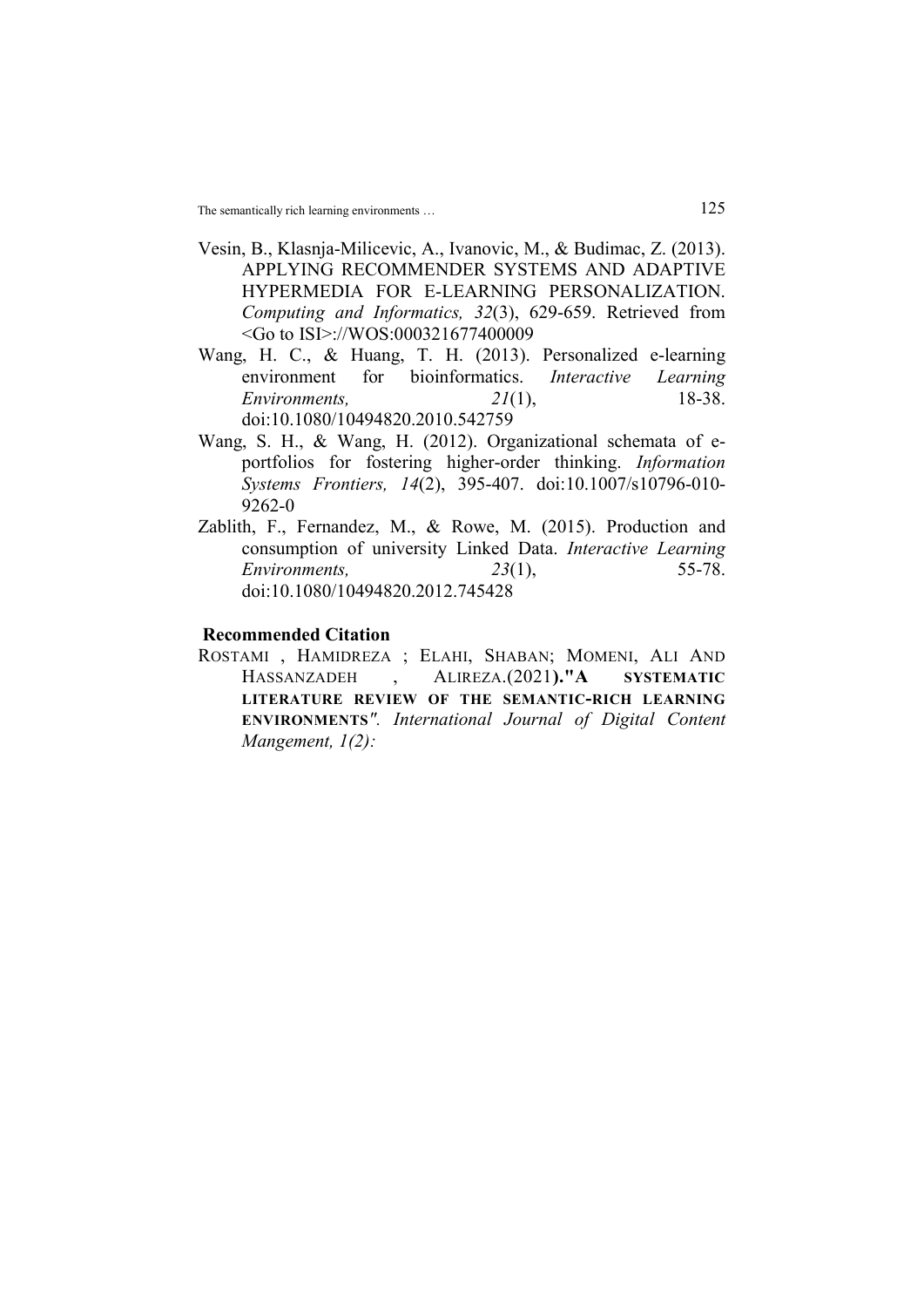Vesin, B., Klasnja-Milicevic, A., Ivanovic, M., & Budimac, Z. (2013). APPLYING RECOMMENDER SYSTEMS AND ADAPTIVE HYPERMEDIA FOR E-LEARNING PERSONALIZATION. *Computing and Informatics, 32*(3), 629-659. Retrieved from <Go to ISI>://WOS:000321677400009

Wang, H. C., & Huang, T. H. (2013). Personalized e-learning environment for bioinformatics. *Interactive Learning Environments, 21*(1), 18-38. doi:10.1080/10494820.2010.542759

Wang, S. H., & Wang, H. (2012). Organizational schemata of e-portfolios for fostering higher-order thinking. *Information Systems Frontiers, 14*(2), 395-407. doi:10.1007/s10796-010-9262-0

Zablith, F., Fernandez, M., & Rowe, M. (2015). Production and consumption of university Linked Data. *Interactive Learning Environments, 23*(1), 55-78. doi:10.1080/10494820.2012.745428

**Recommended Citation**

ROSTAMI , HAMIDREZA ; ELAHI, SHABAN; MOMENI, ALI AND HASSANZADEH , ALIREZA.(2021)**."A SYSTEMATIC LITERATURE REVIEW OF THE SEMANTIC-RICH LEARNING ENVIRONMENTS"**. *International Journal of Digital Content Mangement, 1(2):*